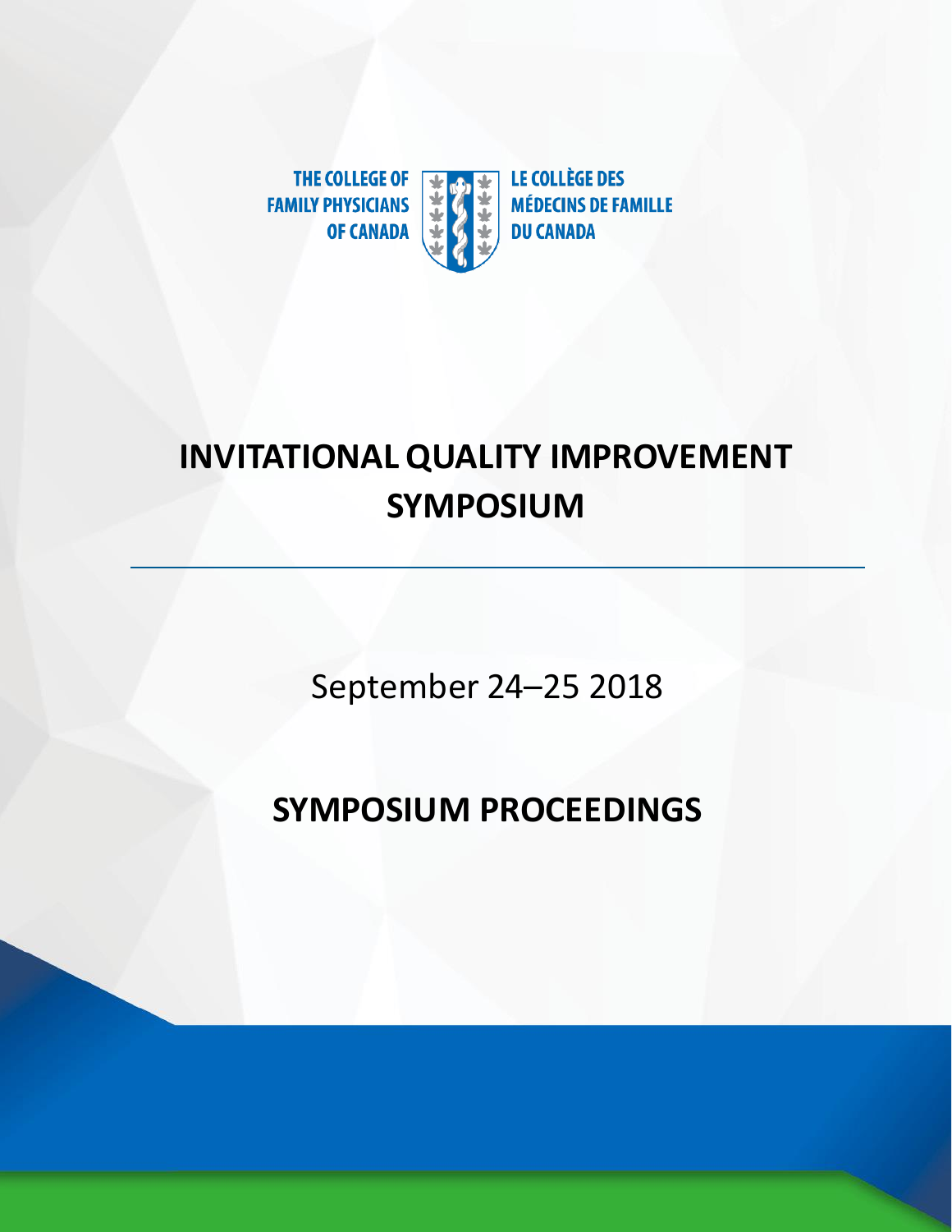THE COLLEGE OF FAMILY PHYSICIANS OF CANADA

LE COLLÈGE DES MÉDECINS DE FAMILLE DU CANADA

# INVITATIONAL QUALITY IMPROVEMENT SYMPOSIUM

September 24–25 2018

## SYMPOSIUM PROCEEDINGS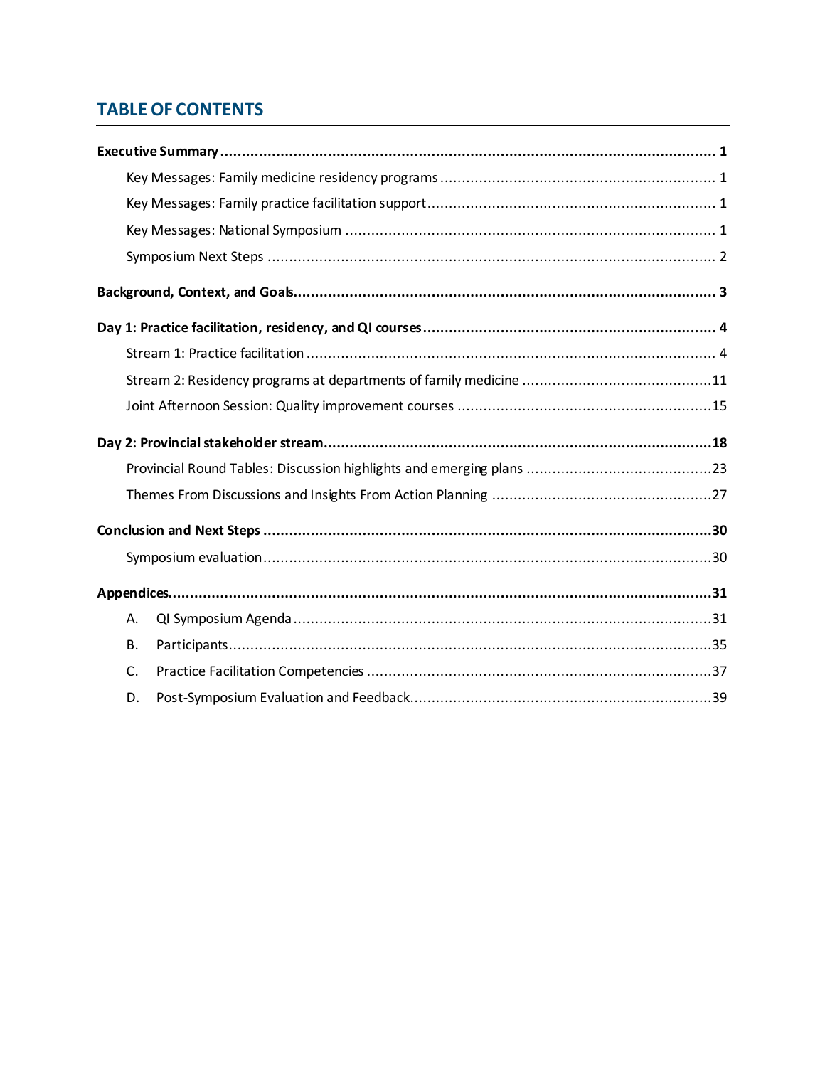## TABLE OF CONTENTS

**Executive Summary** .......... **1**

- Key Messages: Family medicine residency programs .......... 1
- Key Messages: Family practice facilitation support .......... 1
- Key Messages: National Symposium .......... 1
- Symposium Next Steps .......... 2

**Background, Context, and Goals** .......... **3**

**Day 1: Practice facilitation, residency, and QI courses** .......... **4**

- Stream 1: Practice facilitation .......... 4
- Stream 2: Residency programs at departments of family medicine .......... 11
- Joint Afternoon Session: Quality improvement courses .......... 15

**Day 2: Provincial stakeholder stream** .......... **18**

- Provincial Round Tables: Discussion highlights and emerging plans .......... 23
- Themes From Discussions and Insights From Action Planning .......... 27

**Conclusion and Next Steps** .......... **30**

- Symposium evaluation .......... 30

**Appendices** .......... **31**

- A. QI Symposium Agenda .......... 31
- B. Participants .......... 35
- C. Practice Facilitation Competencies .......... 37
- D. Post-Symposium Evaluation and Feedback .......... 39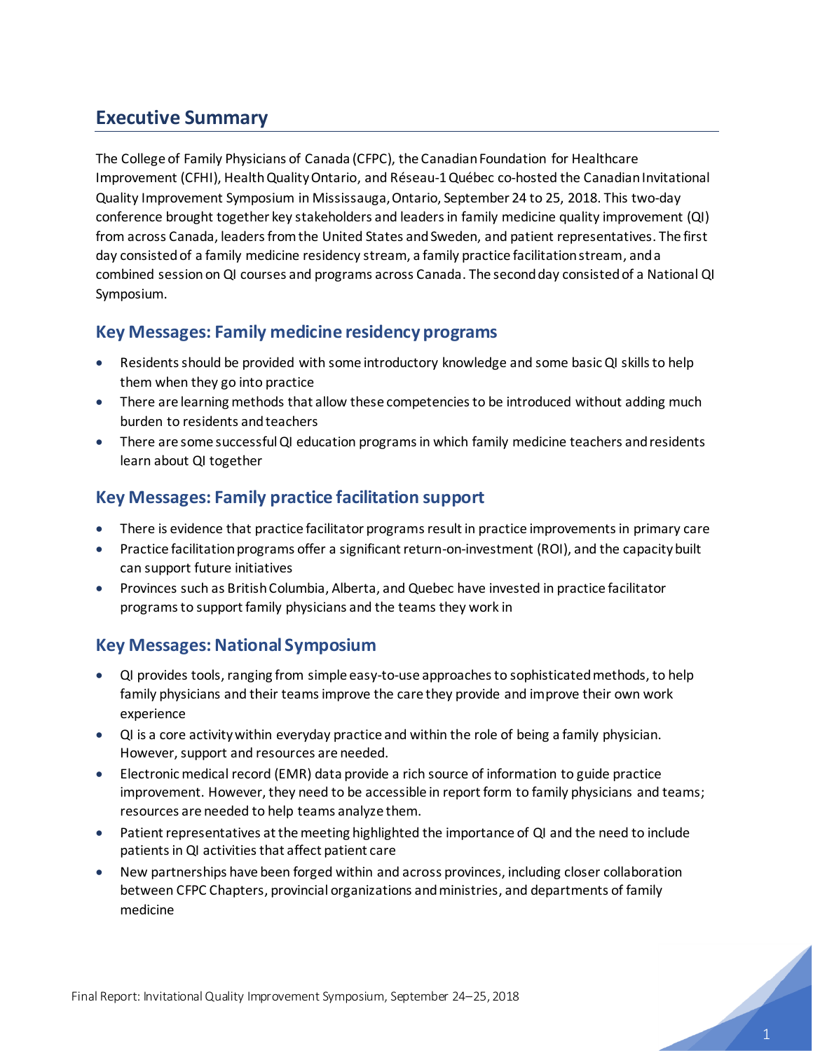## Executive Summary

The College of Family Physicians of Canada (CFPC), the Canadian Foundation for Healthcare Improvement (CFHI), Health Quality Ontario, and Réseau-1 Québec co-hosted the Canadian Invitational Quality Improvement Symposium in Mississauga, Ontario, September 24 to 25, 2018. This two-day conference brought together key stakeholders and leaders in family medicine quality improvement (QI) from across Canada, leaders from the United States and Sweden, and patient representatives. The first day consisted of a family medicine residency stream, a family practice facilitation stream, and a combined session on QI courses and programs across Canada. The second day consisted of a National QI Symposium.

### Key Messages: Family medicine residency programs

- Residents should be provided with some introductory knowledge and some basic QI skills to help them when they go into practice
- There are learning methods that allow these competencies to be introduced without adding much burden to residents and teachers
- There are some successful QI education programs in which family medicine teachers and residents learn about QI together

### Key Messages: Family practice facilitation support

- There is evidence that practice facilitator programs result in practice improvements in primary care
- Practice facilitation programs offer a significant return-on-investment (ROI), and the capacity built can support future initiatives
- Provinces such as British Columbia, Alberta, and Quebec have invested in practice facilitator programs to support family physicians and the teams they work in

### Key Messages: National Symposium

- QI provides tools, ranging from simple easy-to-use approaches to sophisticated methods, to help family physicians and their teams improve the care they provide and improve their own work experience
- QI is a core activity within everyday practice and within the role of being a family physician. However, support and resources are needed.
- Electronic medical record (EMR) data provide a rich source of information to guide practice improvement. However, they need to be accessible in report form to family physicians and teams; resources are needed to help teams analyze them.
- Patient representatives at the meeting highlighted the importance of QI and the need to include patients in QI activities that affect patient care
- New partnerships have been forged within and across provinces, including closer collaboration between CFPC Chapters, provincial organizations and ministries, and departments of family medicine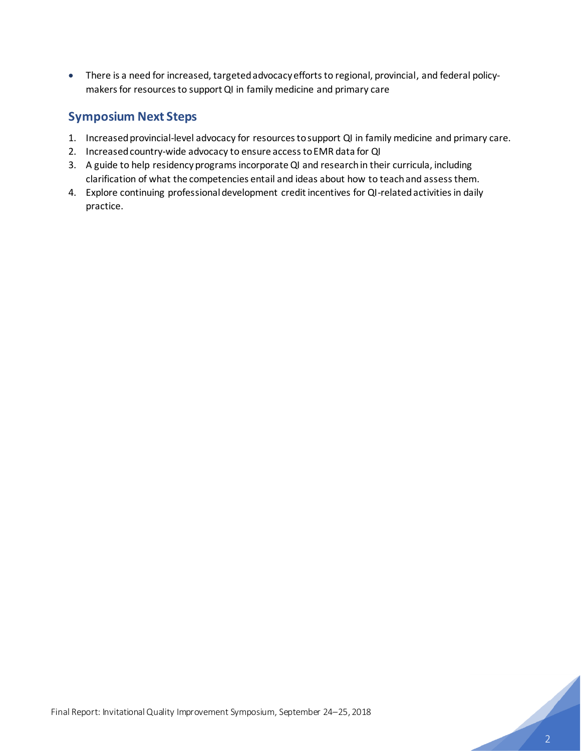- There is a need for increased, targeted advocacy efforts to regional, provincial, and federal policy-makers for resources to support QI in family medicine and primary care

## Symposium Next Steps

1. Increased provincial-level advocacy for resources to support QI in family medicine and primary care.
2. Increased country-wide advocacy to ensure access to EMR data for QI
3. A guide to help residency programs incorporate QI and research in their curricula, including clarification of what the competencies entail and ideas about how to teach and assess them.
4. Explore continuing professional development credit incentives for QI-related activities in daily practice.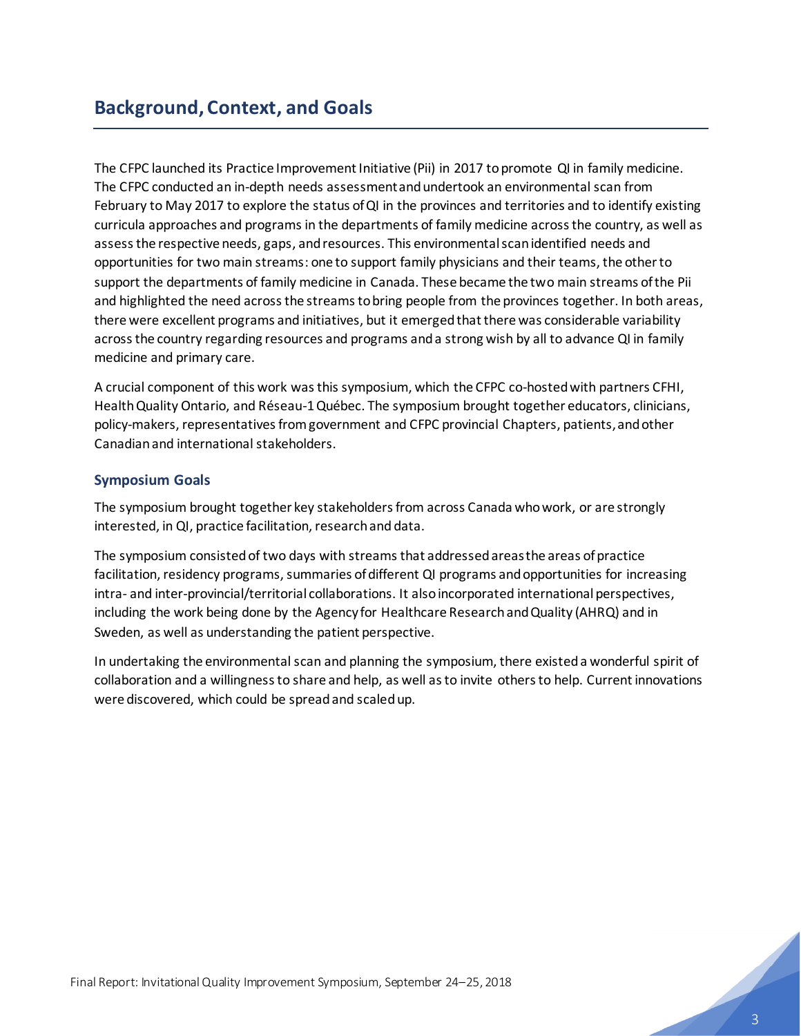## Background, Context, and Goals

The CFPC launched its Practice Improvement Initiative (Pii) in 2017 to promote QI in family medicine. The CFPC conducted an in-depth needs assessment and undertook an environmental scan from February to May 2017 to explore the status of QI in the provinces and territories and to identify existing curricula approaches and programs in the departments of family medicine across the country, as well as assess the respective needs, gaps, and resources. This environmental scan identified needs and opportunities for two main streams: one to support family physicians and their teams, the other to support the departments of family medicine in Canada. These became the two main streams of the Pii and highlighted the need across the streams to bring people from the provinces together. In both areas, there were excellent programs and initiatives, but it emerged that there was considerable variability across the country regarding resources and programs and a strong wish by all to advance QI in family medicine and primary care.

A crucial component of this work was this symposium, which the CFPC co-hosted with partners CFHI, Health Quality Ontario, and Réseau-1 Québec. The symposium brought together educators, clinicians, policy-makers, representatives from government and CFPC provincial Chapters, patients, and other Canadian and international stakeholders.

### Symposium Goals

The symposium brought together key stakeholders from across Canada who work, or are strongly interested, in QI, practice facilitation, research and data.

The symposium consisted of two days with streams that addressed areas the areas of practice facilitation, residency programs, summaries of different QI programs and opportunities for increasing intra- and inter-provincial/territorial collaborations. It also incorporated international perspectives, including the work being done by the Agency for Healthcare Research and Quality (AHRQ) and in Sweden, as well as understanding the patient perspective.

In undertaking the environmental scan and planning the symposium, there existed a wonderful spirit of collaboration and a willingness to share and help, as well as to invite others to help. Current innovations were discovered, which could be spread and scaled up.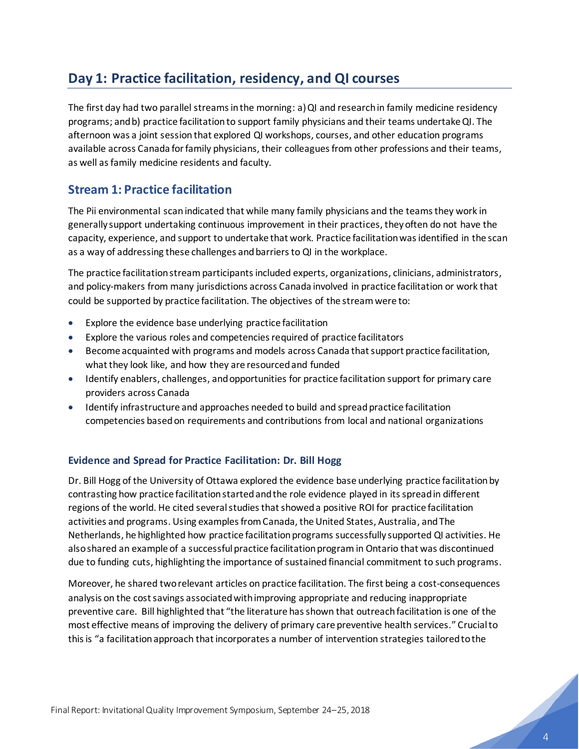## Day 1: Practice facilitation, residency, and QI courses

The first day had two parallel streams in the morning: a) QI and research in family medicine residency programs; and b) practice facilitation to support family physicians and their teams undertake QI. The afternoon was a joint session that explored QI workshops, courses, and other education programs available across Canada for family physicians, their colleagues from other professions and their teams, as well as family medicine residents and faculty.

### Stream 1: Practice facilitation

The Pii environmental scan indicated that while many family physicians and the teams they work in generally support undertaking continuous improvement in their practices, they often do not have the capacity, experience, and support to undertake that work. Practice facilitation was identified in the scan as a way of addressing these challenges and barriers to QI in the workplace.

The practice facilitation stream participants included experts, organizations, clinicians, administrators, and policy-makers from many jurisdictions across Canada involved in practice facilitation or work that could be supported by practice facilitation. The objectives of the stream were to:

- Explore the evidence base underlying practice facilitation
- Explore the various roles and competencies required of practice facilitators
- Become acquainted with programs and models across Canada that support practice facilitation, what they look like, and how they are resourced and funded
- Identify enablers, challenges, and opportunities for practice facilitation support for primary care providers across Canada
- Identify infrastructure and approaches needed to build and spread practice facilitation competencies based on requirements and contributions from local and national organizations

#### Evidence and Spread for Practice Facilitation: Dr. Bill Hogg

Dr. Bill Hogg of the University of Ottawa explored the evidence base underlying practice facilitation by contrasting how practice facilitation started and the role evidence played in its spread in different regions of the world. He cited several studies that showed a positive ROI for practice facilitation activities and programs. Using examples from Canada, the United States, Australia, and The Netherlands, he highlighted how practice facilitation programs successfully supported QI activities. He also shared an example of a successful practice facilitation program in Ontario that was discontinued due to funding cuts, highlighting the importance of sustained financial commitment to such programs.

Moreover, he shared two relevant articles on practice facilitation. The first being a cost-consequences analysis on the cost savings associated with improving appropriate and reducing inappropriate preventive care. Bill highlighted that "the literature has shown that outreach facilitation is one of the most effective means of improving the delivery of primary care preventive health services." Crucial to this is "a facilitation approach that incorporates a number of intervention strategies tailored to the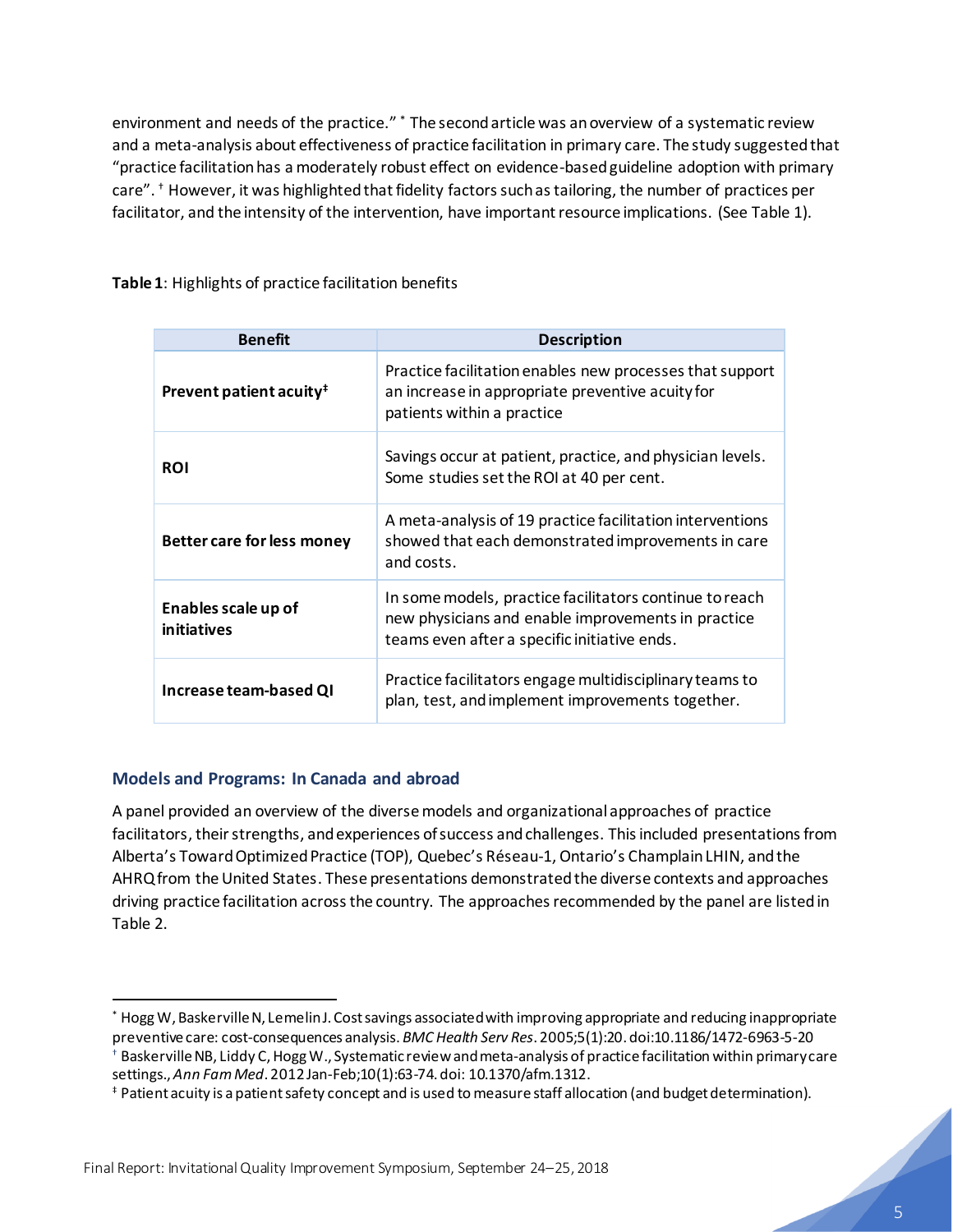environment and needs of the practice." * The second article was an overview of a systematic review and a meta-analysis about effectiveness of practice facilitation in primary care. The study suggested that "practice facilitation has a moderately robust effect on evidence-based guideline adoption with primary care". † However, it was highlighted that fidelity factors such as tailoring, the number of practices per facilitator, and the intensity of the intervention, have important resource implications. (See Table 1).

**Table 1**: Highlights of practice facilitation benefits

| Benefit | Description |
|---|---|
| **Prevent patient acuity‡** | Practice facilitation enables new processes that support an increase in appropriate preventive acuity for patients within a practice |
| **ROI** | Savings occur at patient, practice, and physician levels. Some studies set the ROI at 40 per cent. |
| **Better care for less money** | A meta-analysis of 19 practice facilitation interventions showed that each demonstrated improvements in care and costs. |
| **Enables scale up of initiatives** | In some models, practice facilitators continue to reach new physicians and enable improvements in practice teams even after a specific initiative ends. |
| **Increase team-based QI** | Practice facilitators engage multidisciplinary teams to plan, test, and implement improvements together. |

### Models and Programs: In Canada and abroad

A panel provided an overview of the diverse models and organizational approaches of practice facilitators, their strengths, and experiences of success and challenges. This included presentations from Alberta's Toward Optimized Practice (TOP), Quebec's Réseau-1, Ontario's Champlain LHIN, and the AHRQ from the United States. These presentations demonstrated the diverse contexts and approaches driving practice facilitation across the country. The approaches recommended by the panel are listed in Table 2.

---

\* Hogg W, Baskerville N, Lemelin J. Cost savings associated with improving appropriate and reducing inappropriate preventive care: cost-consequences analysis. *BMC Health Serv Res*. 2005;5(1):20. doi:10.1186/1472-6963-5-20

† Baskerville NB, Liddy C, Hogg W., Systematic review and meta-analysis of practice facilitation within primary care settings., *Ann Fam Med*. 2012 Jan-Feb;10(1):63-74. doi: 10.1370/afm.1312.

‡ Patient acuity is a patient safety concept and is used to measure staff allocation (and budget determination).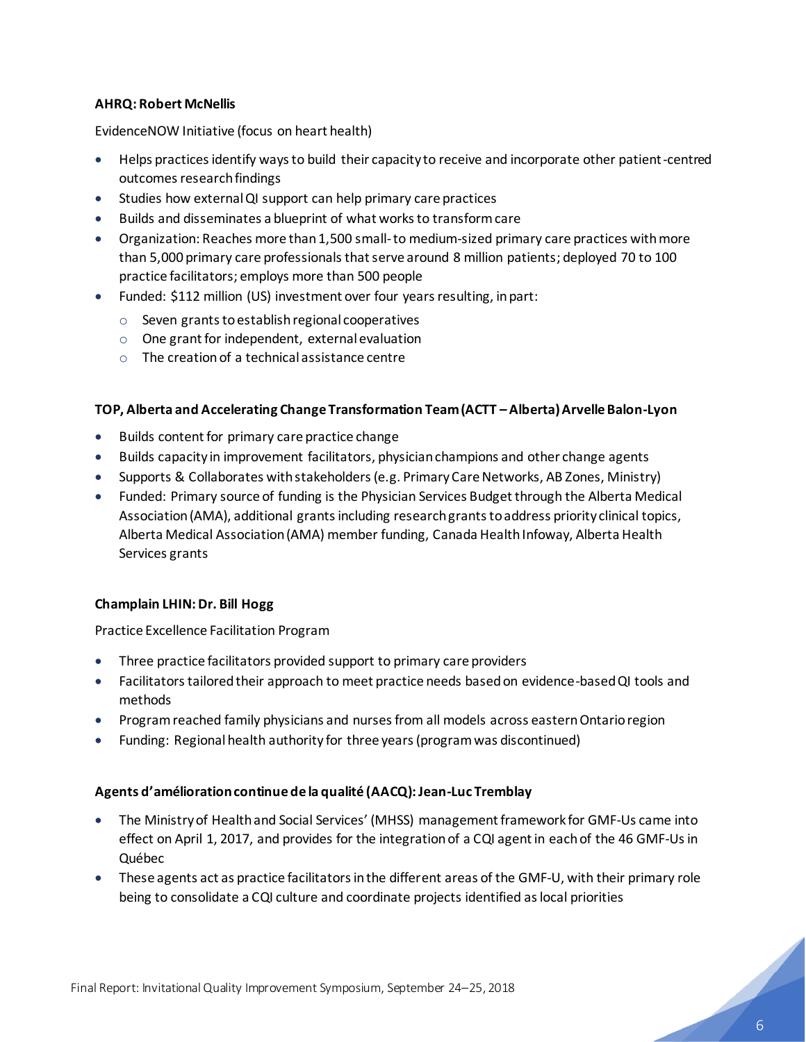**AHRQ: Robert McNellis**

EvidenceNOW Initiative (focus on heart health)

- Helps practices identify ways to build their capacity to receive and incorporate other patient-centred outcomes research findings
- Studies how external QI support can help primary care practices
- Builds and disseminates a blueprint of what works to transform care
- Organization: Reaches more than 1,500 small- to medium-sized primary care practices with more than 5,000 primary care professionals that serve around 8 million patients; deployed 70 to 100 practice facilitators; employs more than 500 people
- Funded: $112 million (US) investment over four years resulting, in part:
  - Seven grants to establish regional cooperatives
  - One grant for independent, external evaluation
  - The creation of a technical assistance centre

**TOP, Alberta and Accelerating Change Transformation Team (ACTT – Alberta) Arvelle Balon-Lyon**

- Builds content for primary care practice change
- Builds capacity in improvement facilitators, physician champions and other change agents
- Supports & Collaborates with stakeholders (e.g. Primary Care Networks, AB Zones, Ministry)
- Funded: Primary source of funding is the Physician Services Budget through the Alberta Medical Association (AMA), additional grants including research grants to address priority clinical topics, Alberta Medical Association (AMA) member funding, Canada Health Infoway, Alberta Health Services grants

**Champlain LHIN: Dr. Bill Hogg**

Practice Excellence Facilitation Program

- Three practice facilitators provided support to primary care providers
- Facilitators tailored their approach to meet practice needs based on evidence-based QI tools and methods
- Program reached family physicians and nurses from all models across eastern Ontario region
- Funding: Regional health authority for three years (program was discontinued)

**Agents d'amélioration continue de la qualité (AACQ): Jean-Luc Tremblay**

- The Ministry of Health and Social Services' (MHSS) management framework for GMF-Us came into effect on April 1, 2017, and provides for the integration of a CQI agent in each of the 46 GMF-Us in Québec
- These agents act as practice facilitators in the different areas of the GMF-U, with their primary role being to consolidate a CQI culture and coordinate projects identified as local priorities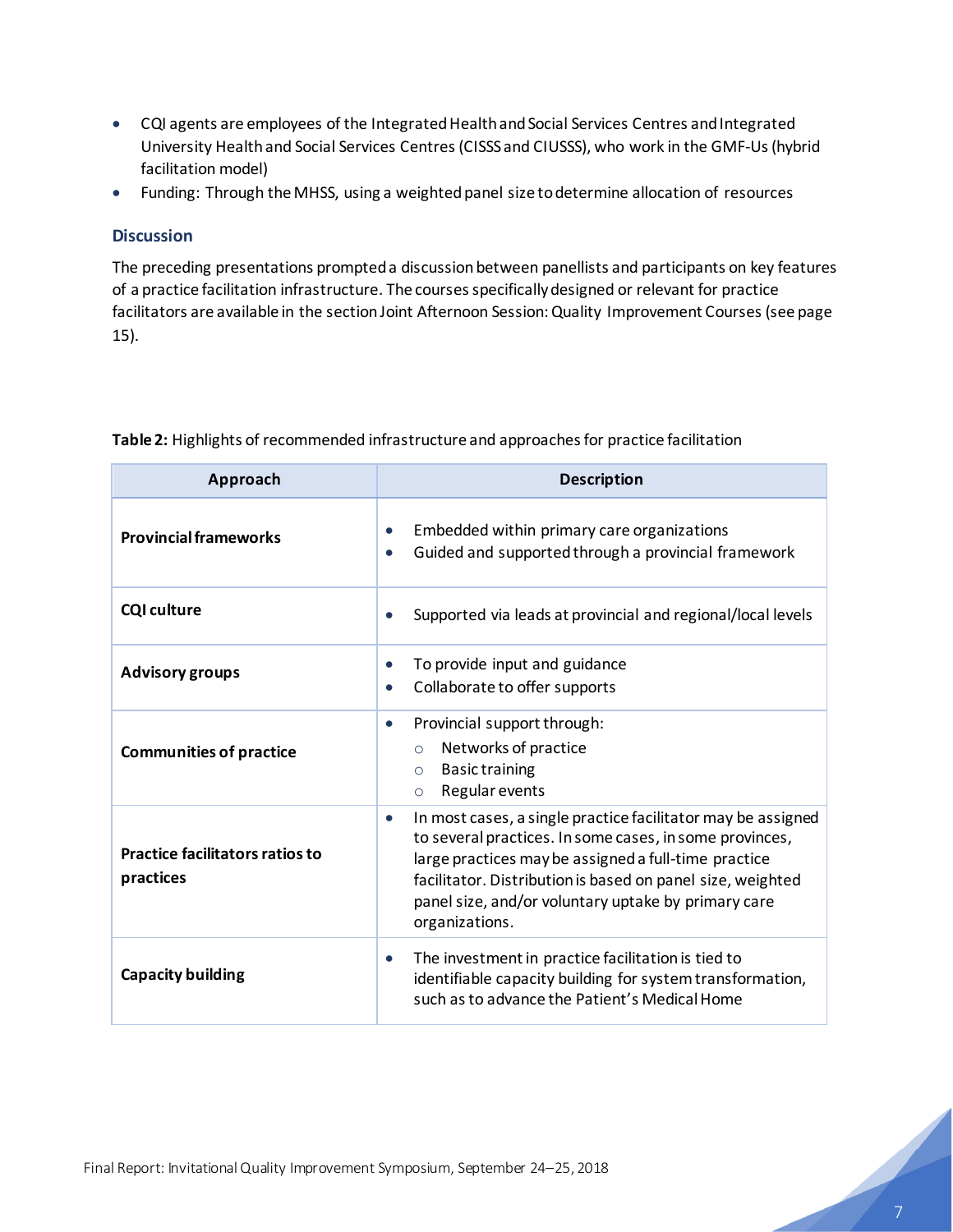- CQI agents are employees of the Integrated Health and Social Services Centres and Integrated University Health and Social Services Centres (CISSS and CIUSSS), who work in the GMF-Us (hybrid facilitation model)
- Funding: Through the MHSS, using a weighted panel size to determine allocation of resources

### Discussion

The preceding presentations prompted a discussion between panellists and participants on key features of a practice facilitation infrastructure. The courses specifically designed or relevant for practice facilitators are available in the section Joint Afternoon Session: Quality Improvement Courses (see page 15).

**Table 2:** Highlights of recommended infrastructure and approaches for practice facilitation

| Approach | Description |
|---|---|
| **Provincial frameworks** | • Embedded within primary care organizations<br>• Guided and supported through a provincial framework |
| **CQI culture** | • Supported via leads at provincial and regional/local levels |
| **Advisory groups** | • To provide input and guidance<br>• Collaborate to offer supports |
| **Communities of practice** | • Provincial support through:<br>○ Networks of practice<br>○ Basic training<br>○ Regular events |
| **Practice facilitators ratios to practices** | • In most cases, a single practice facilitator may be assigned to several practices. In some cases, in some provinces, large practices may be assigned a full-time practice facilitator. Distribution is based on panel size, weighted panel size, and/or voluntary uptake by primary care organizations. |
| **Capacity building** | • The investment in practice facilitation is tied to identifiable capacity building for system transformation, such as to advance the Patient's Medical Home |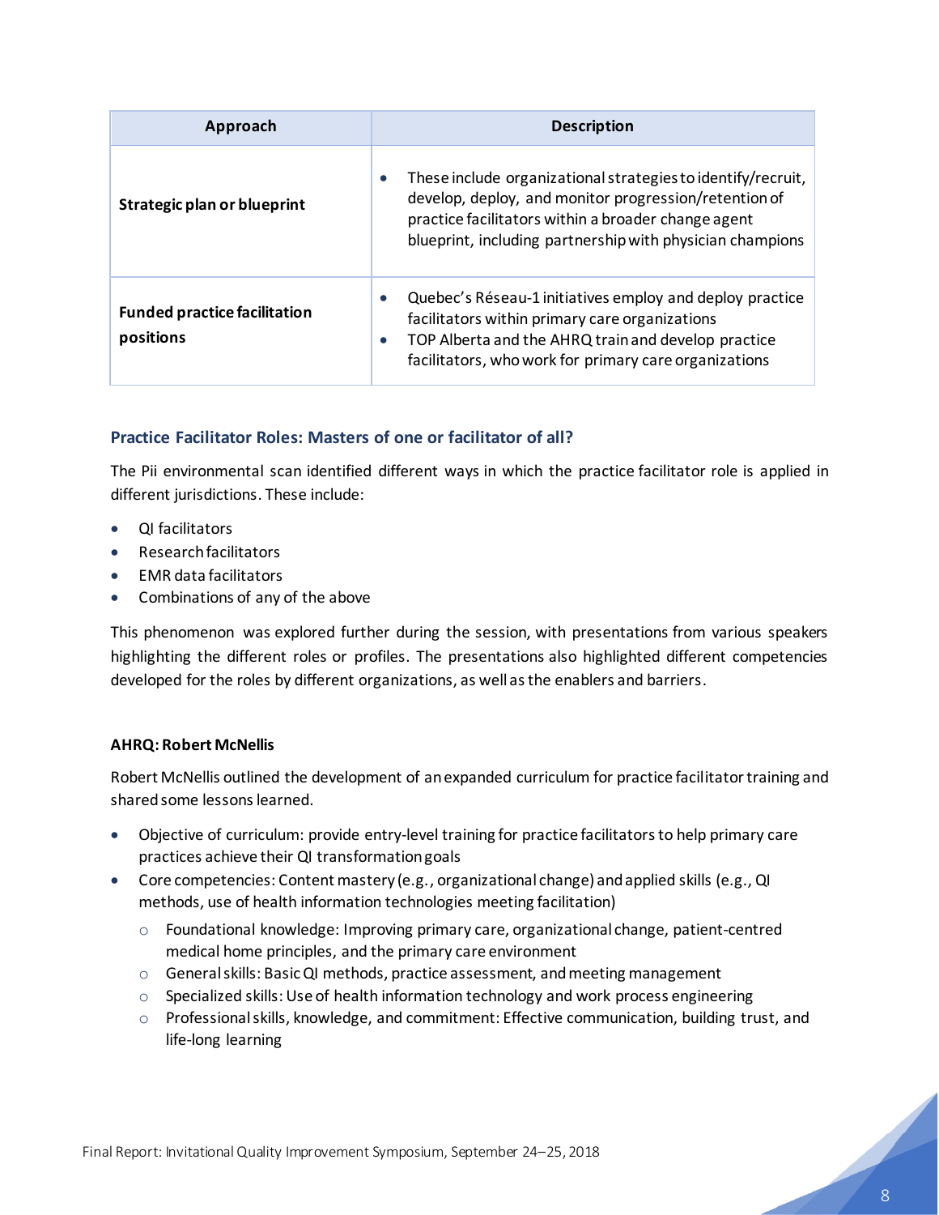| Approach | Description |
|---|---|
| **Strategic plan or blueprint** | • These include organizational strategies to identify/recruit, develop, deploy, and monitor progression/retention of practice facilitators within a broader change agent blueprint, including partnership with physician champions |
| **Funded practice facilitation positions** | • Quebec's Réseau-1 initiatives employ and deploy practice facilitators within primary care organizations<br>• TOP Alberta and the AHRQ train and develop practice facilitators, who work for primary care organizations |

### Practice Facilitator Roles: Masters of one or facilitator of all?

The Pii environmental scan identified different ways in which the practice facilitator role is applied in different jurisdictions. These include:

- QI facilitators
- Research facilitators
- EMR data facilitators
- Combinations of any of the above

This phenomenon was explored further during the session, with presentations from various speakers highlighting the different roles or profiles. The presentations also highlighted different competencies developed for the roles by different organizations, as well as the enablers and barriers.

#### AHRQ: Robert McNellis

Robert McNellis outlined the development of an expanded curriculum for practice facilitator training and shared some lessons learned.

- Objective of curriculum: provide entry-level training for practice facilitators to help primary care practices achieve their QI transformation goals
- Core competencies: Content mastery (e.g., organizational change) and applied skills (e.g., QI methods, use of health information technologies meeting facilitation)
  - Foundational knowledge: Improving primary care, organizational change, patient-centred medical home principles, and the primary care environment
  - General skills: Basic QI methods, practice assessment, and meeting management
  - Specialized skills: Use of health information technology and work process engineering
  - Professional skills, knowledge, and commitment: Effective communication, building trust, and life-long learning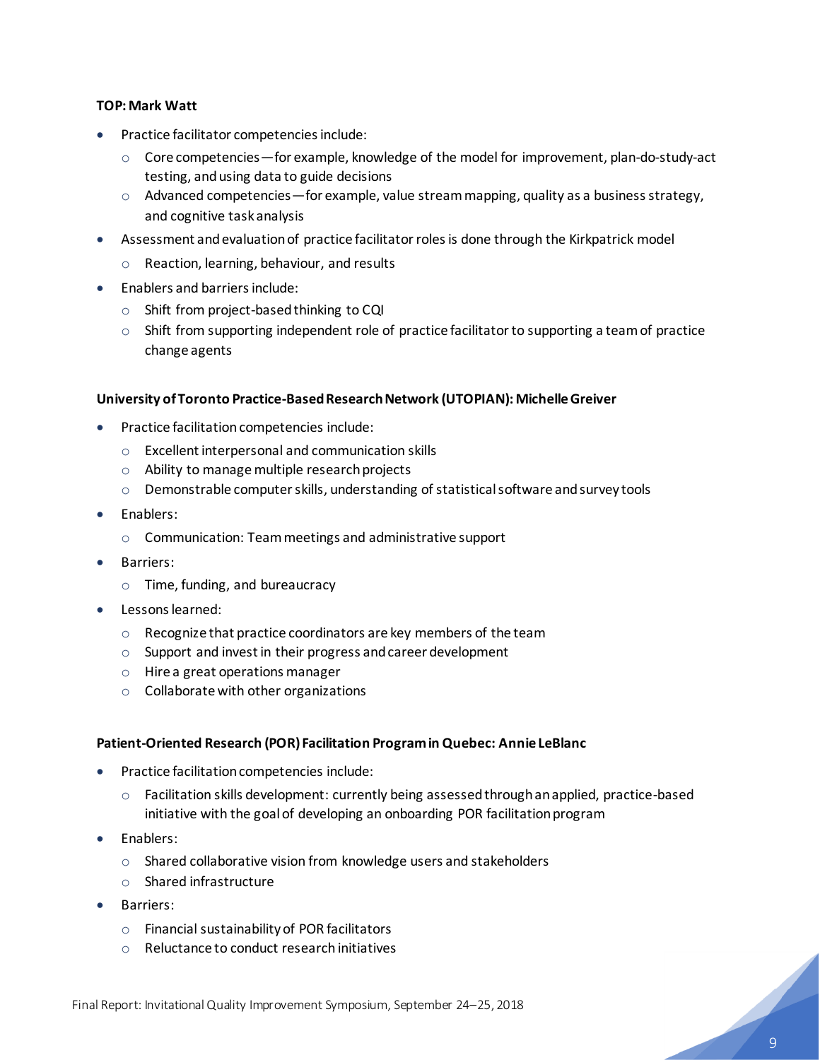**TOP: Mark Watt**

- Practice facilitator competencies include:
  - Core competencies—for example, knowledge of the model for improvement, plan-do-study-act testing, and using data to guide decisions
  - Advanced competencies—for example, value stream mapping, quality as a business strategy, and cognitive task analysis
- Assessment and evaluation of practice facilitator roles is done through the Kirkpatrick model
  - Reaction, learning, behaviour, and results
- Enablers and barriers include:
  - Shift from project-based thinking to CQI
  - Shift from supporting independent role of practice facilitator to supporting a team of practice change agents

**University of Toronto Practice-Based Research Network (UTOPIAN): Michelle Greiver**

- Practice facilitation competencies include:
  - Excellent interpersonal and communication skills
  - Ability to manage multiple research projects
  - Demonstrable computer skills, understanding of statistical software and survey tools
- Enablers:
  - Communication: Team meetings and administrative support
- Barriers:
  - Time, funding, and bureaucracy
- Lessons learned:
  - Recognize that practice coordinators are key members of the team
  - Support and invest in their progress and career development
  - Hire a great operations manager
  - Collaborate with other organizations

**Patient-Oriented Research (POR) Facilitation Program in Quebec: Annie LeBlanc**

- Practice facilitation competencies include:
  - Facilitation skills development: currently being assessed through an applied, practice-based initiative with the goal of developing an onboarding POR facilitation program
- Enablers:
  - Shared collaborative vision from knowledge users and stakeholders
  - Shared infrastructure
- Barriers:
  - Financial sustainability of POR facilitators
  - Reluctance to conduct research initiatives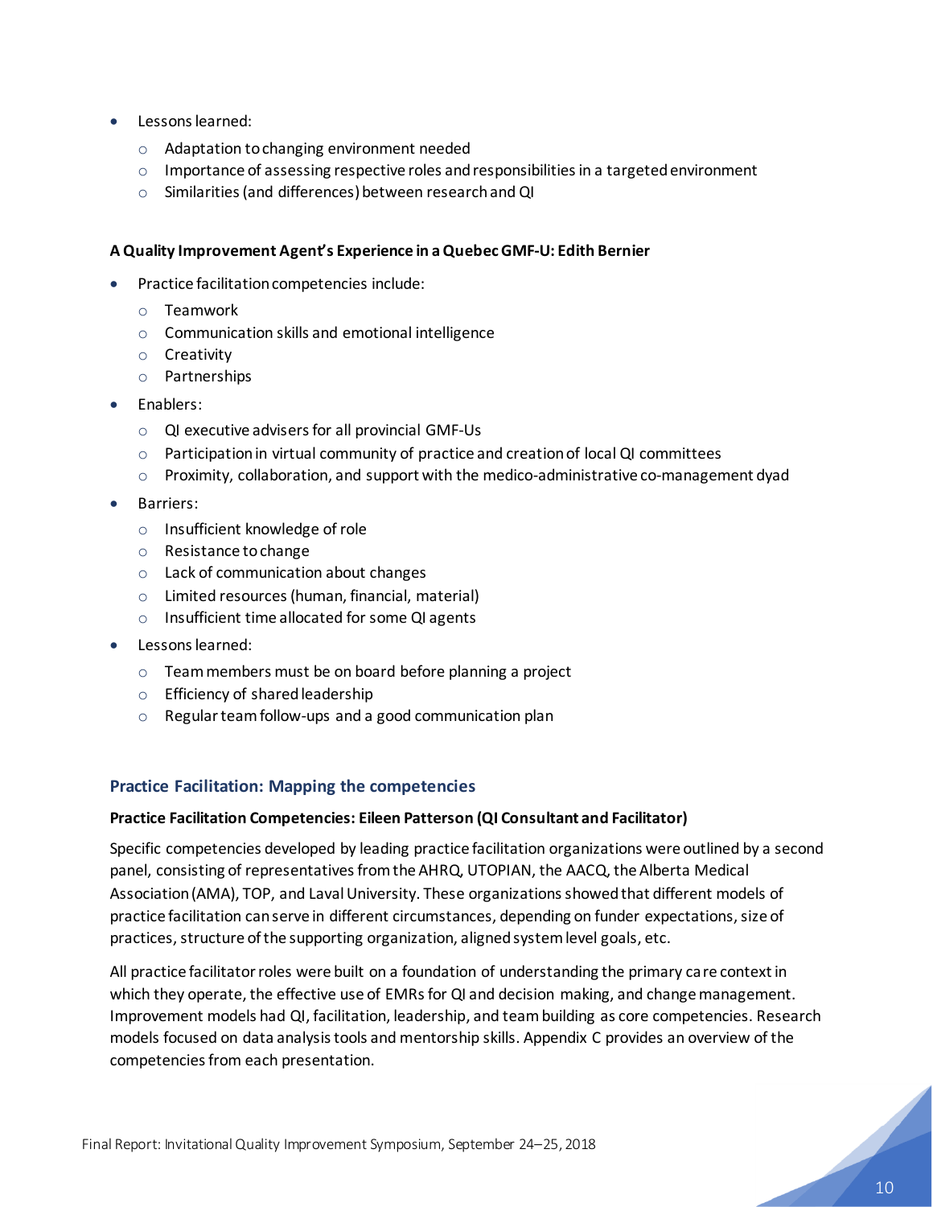- Lessons learned:
  - Adaptation to changing environment needed
  - Importance of assessing respective roles and responsibilities in a targeted environment
  - Similarities (and differences) between research and QI

**A Quality Improvement Agent's Experience in a Quebec GMF-U: Edith Bernier**

- Practice facilitation competencies include:
  - Teamwork
  - Communication skills and emotional intelligence
  - Creativity
  - Partnerships
- Enablers:
  - QI executive advisers for all provincial GMF-Us
  - Participation in virtual community of practice and creation of local QI committees
  - Proximity, collaboration, and support with the medico-administrative co-management dyad
- Barriers:
  - Insufficient knowledge of role
  - Resistance to change
  - Lack of communication about changes
  - Limited resources (human, financial, material)
  - Insufficient time allocated for some QI agents
- Lessons learned:
  - Team members must be on board before planning a project
  - Efficiency of shared leadership
  - Regular team follow-ups and a good communication plan

### Practice Facilitation: Mapping the competencies

**Practice Facilitation Competencies: Eileen Patterson (QI Consultant and Facilitator)**

Specific competencies developed by leading practice facilitation organizations were outlined by a second panel, consisting of representatives from the AHRQ, UTOPIAN, the AACQ, the Alberta Medical Association (AMA), TOP, and Laval University. These organizations showed that different models of practice facilitation can serve in different circumstances, depending on funder expectations, size of practices, structure of the supporting organization, aligned system level goals, etc.

All practice facilitator roles were built on a foundation of understanding the primary care context in which they operate, the effective use of EMRs for QI and decision making, and change management. Improvement models had QI, facilitation, leadership, and team building as core competencies. Research models focused on data analysis tools and mentorship skills. Appendix C provides an overview of the competencies from each presentation.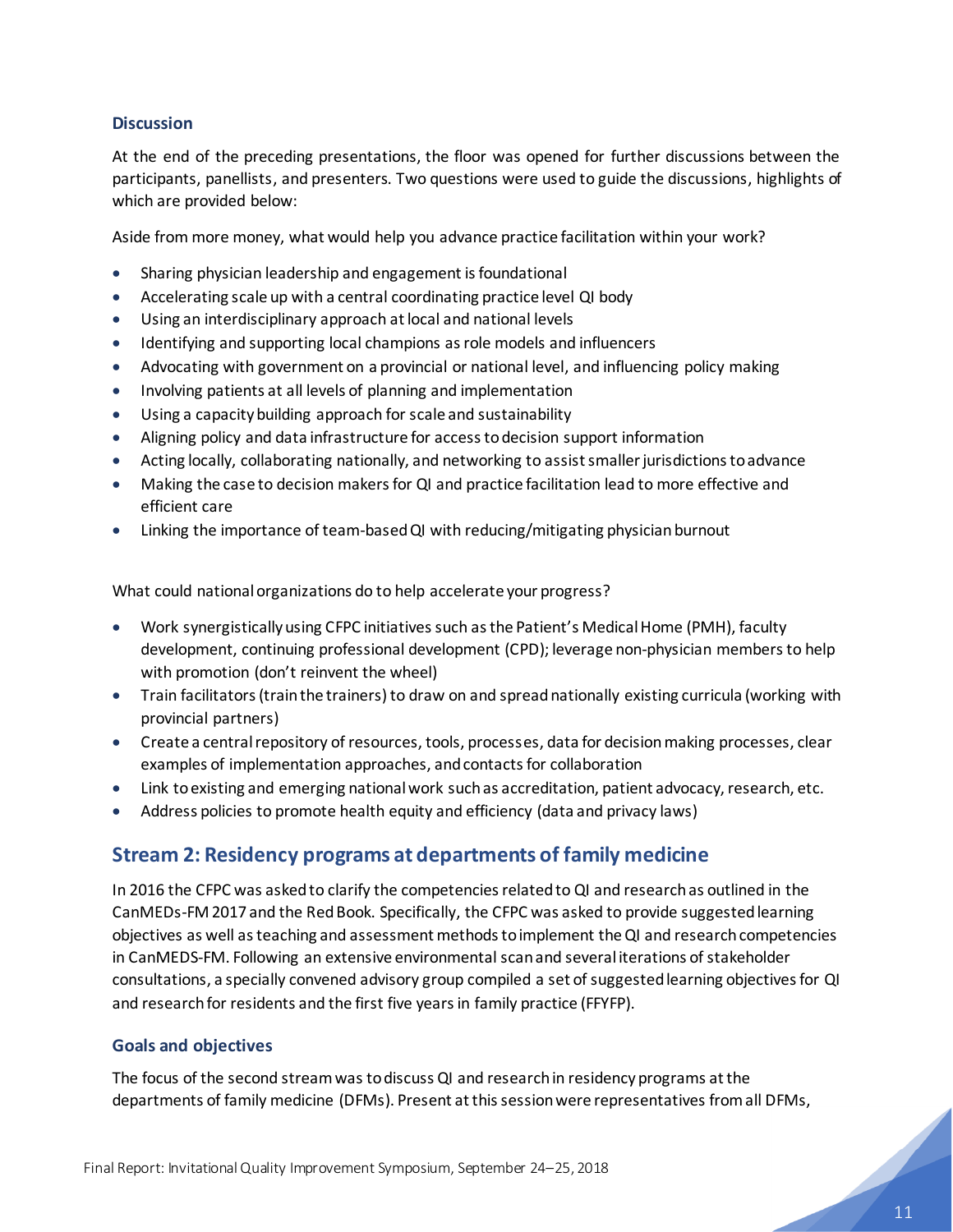### Discussion

At the end of the preceding presentations, the floor was opened for further discussions between the participants, panellists, and presenters. Two questions were used to guide the discussions, highlights of which are provided below:

Aside from more money, what would help you advance practice facilitation within your work?

- Sharing physician leadership and engagement is foundational
- Accelerating scale up with a central coordinating practice level QI body
- Using an interdisciplinary approach at local and national levels
- Identifying and supporting local champions as role models and influencers
- Advocating with government on a provincial or national level, and influencing policy making
- Involving patients at all levels of planning and implementation
- Using a capacity building approach for scale and sustainability
- Aligning policy and data infrastructure for access to decision support information
- Acting locally, collaborating nationally, and networking to assist smaller jurisdictions to advance
- Making the case to decision makers for QI and practice facilitation lead to more effective and efficient care
- Linking the importance of team-based QI with reducing/mitigating physician burnout

What could national organizations do to help accelerate your progress?

- Work synergistically using CFPC initiatives such as the Patient's Medical Home (PMH), faculty development, continuing professional development (CPD); leverage non-physician members to help with promotion (don't reinvent the wheel)
- Train facilitators (train the trainers) to draw on and spread nationally existing curricula (working with provincial partners)
- Create a central repository of resources, tools, processes, data for decision making processes, clear examples of implementation approaches, and contacts for collaboration
- Link to existing and emerging national work such as accreditation, patient advocacy, research, etc.
- Address policies to promote health equity and efficiency (data and privacy laws)

## Stream 2: Residency programs at departments of family medicine

In 2016 the CFPC was asked to clarify the competencies related to QI and research as outlined in the CanMEDs-FM 2017 and the Red Book. Specifically, the CFPC was asked to provide suggested learning objectives as well as teaching and assessment methods to implement the QI and research competencies in CanMEDS-FM. Following an extensive environmental scan and several iterations of stakeholder consultations, a specially convened advisory group compiled a set of suggested learning objectives for QI and research for residents and the first five years in family practice (FFYFP).

### Goals and objectives

The focus of the second stream was to discuss QI and research in residency programs at the departments of family medicine (DFMs). Present at this session were representatives from all DFMs,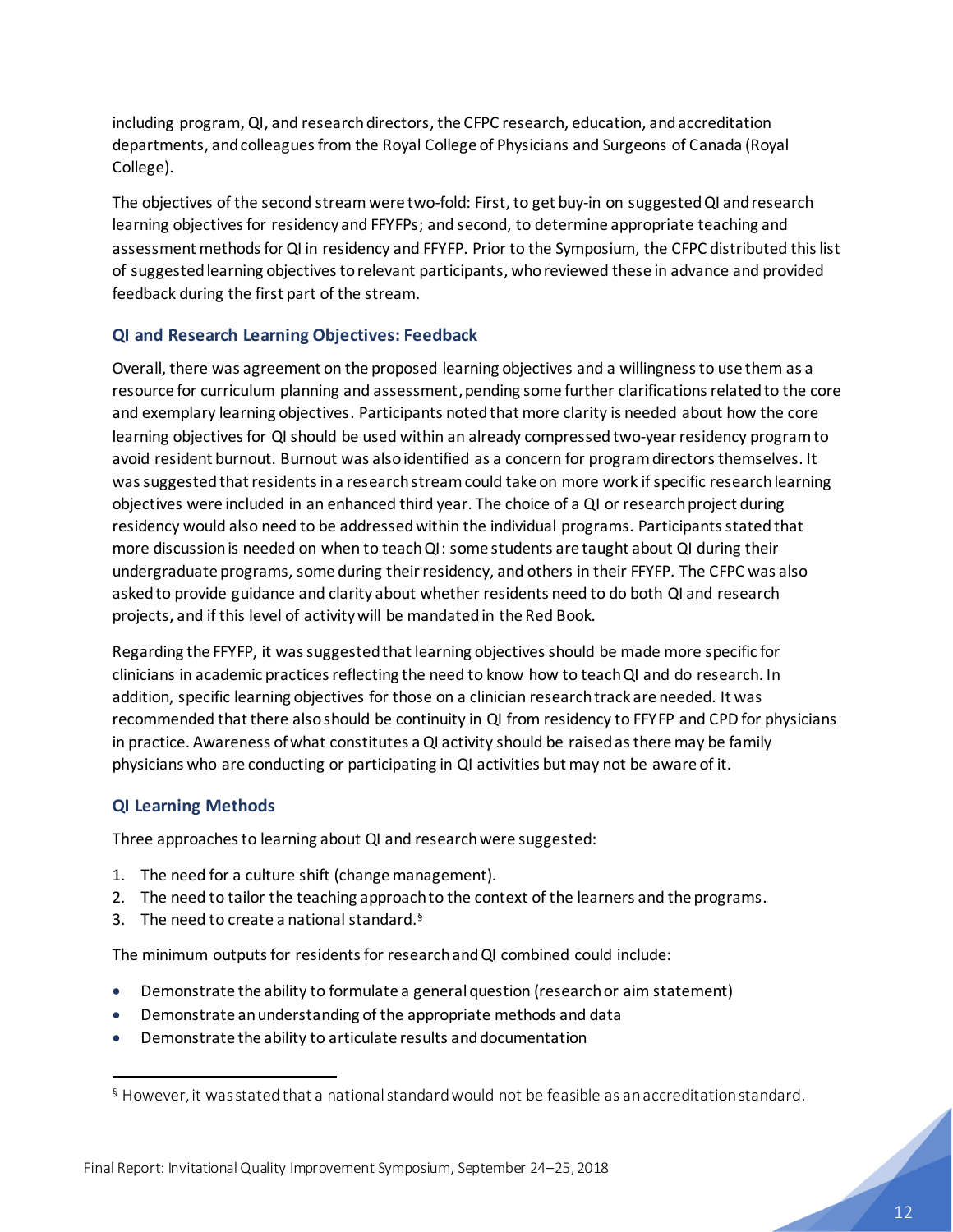including program, QI, and research directors, the CFPC research, education, and accreditation departments, and colleagues from the Royal College of Physicians and Surgeons of Canada (Royal College).

The objectives of the second stream were two-fold: First, to get buy-in on suggested QI and research learning objectives for residency and FFYFPs; and second, to determine appropriate teaching and assessment methods for QI in residency and FFYFP. Prior to the Symposium, the CFPC distributed this list of suggested learning objectives to relevant participants, who reviewed these in advance and provided feedback during the first part of the stream.

### QI and Research Learning Objectives: Feedback

Overall, there was agreement on the proposed learning objectives and a willingness to use them as a resource for curriculum planning and assessment, pending some further clarifications related to the core and exemplary learning objectives. Participants noted that more clarity is needed about how the core learning objectives for QI should be used within an already compressed two-year residency program to avoid resident burnout. Burnout was also identified as a concern for program directors themselves. It was suggested that residents in a research stream could take on more work if specific research learning objectives were included in an enhanced third year. The choice of a QI or research project during residency would also need to be addressed within the individual programs. Participants stated that more discussion is needed on when to teach QI: some students are taught about QI during their undergraduate programs, some during their residency, and others in their FFYFP. The CFPC was also asked to provide guidance and clarity about whether residents need to do both QI and research projects, and if this level of activity will be mandated in the Red Book.

Regarding the FFYFP, it was suggested that learning objectives should be made more specific for clinicians in academic practices reflecting the need to know how to teach QI and do research. In addition, specific learning objectives for those on a clinician research track are needed. It was recommended that there also should be continuity in QI from residency to FFYFP and CPD for physicians in practice. Awareness of what constitutes a QI activity should be raised as there may be family physicians who are conducting or participating in QI activities but may not be aware of it.

### QI Learning Methods

Three approaches to learning about QI and research were suggested:

1. The need for a culture shift (change management).
2. The need to tailor the teaching approach to the context of the learners and the programs.
3. The need to create a national standard.[§]

The minimum outputs for residents for research and QI combined could include:

- Demonstrate the ability to formulate a general question (research or aim statement)
- Demonstrate an understanding of the appropriate methods and data
- Demonstrate the ability to articulate results and documentation

[§] However, it was stated that a national standard would not be feasible as an accreditation standard.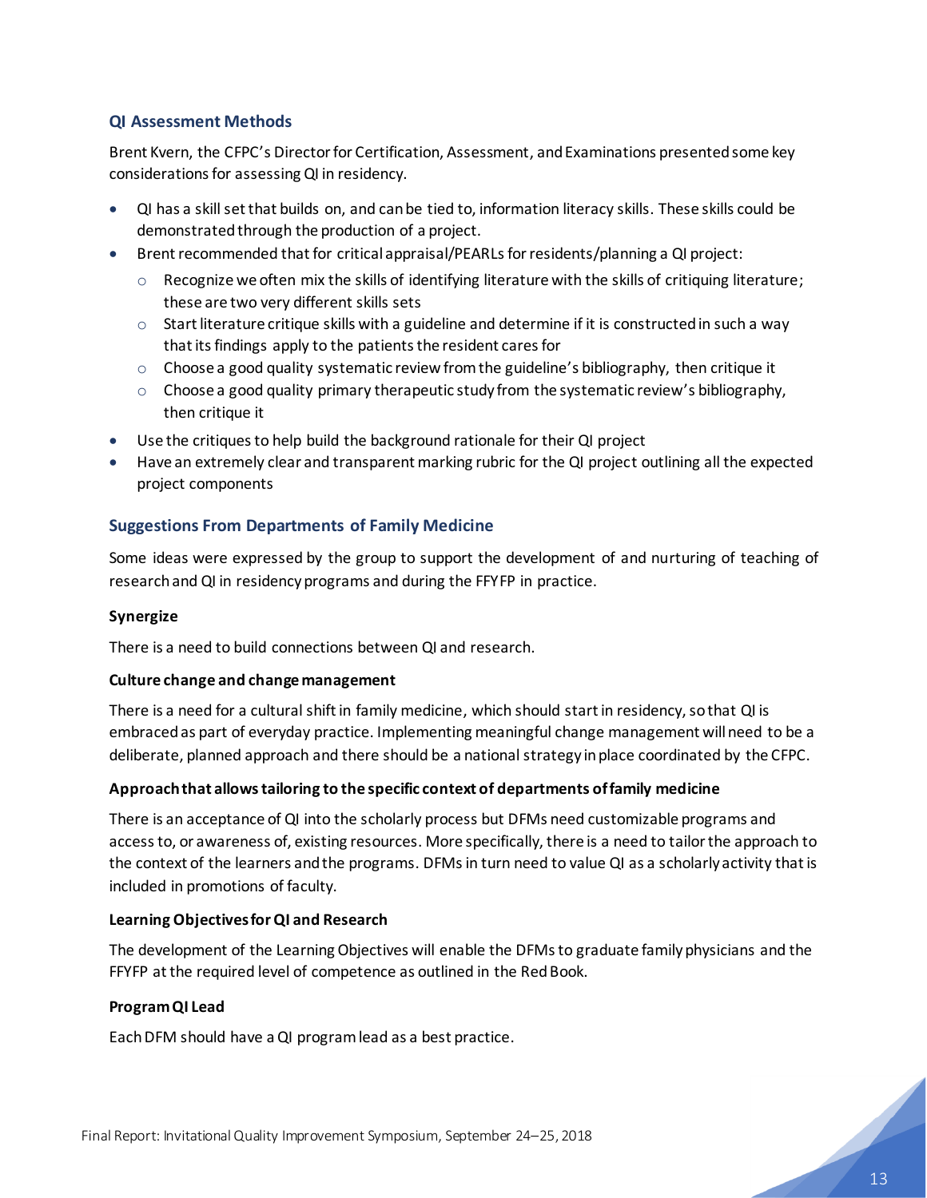### QI Assessment Methods

Brent Kvern, the CFPC's Director for Certification, Assessment, and Examinations presented some key considerations for assessing QI in residency.

- QI has a skill set that builds on, and can be tied to, information literacy skills. These skills could be demonstrated through the production of a project.
- Brent recommended that for critical appraisal/PEARLs for residents/planning a QI project:
  - Recognize we often mix the skills of identifying literature with the skills of critiquing literature; these are two very different skills sets
  - Start literature critique skills with a guideline and determine if it is constructed in such a way that its findings apply to the patients the resident cares for
  - Choose a good quality systematic review from the guideline's bibliography, then critique it
  - Choose a good quality primary therapeutic study from the systematic review's bibliography, then critique it
- Use the critiques to help build the background rationale for their QI project
- Have an extremely clear and transparent marking rubric for the QI project outlining all the expected project components

### Suggestions From Departments of Family Medicine

Some ideas were expressed by the group to support the development of and nurturing of teaching of research and QI in residency programs and during the FFYFP in practice.

**Synergize**

There is a need to build connections between QI and research.

**Culture change and change management**

There is a need for a cultural shift in family medicine, which should start in residency, so that QI is embraced as part of everyday practice. Implementing meaningful change management will need to be a deliberate, planned approach and there should be a national strategy in place coordinated by the CFPC.

**Approach that allows tailoring to the specific context of departments of family medicine**

There is an acceptance of QI into the scholarly process but DFMs need customizable programs and access to, or awareness of, existing resources. More specifically, there is a need to tailor the approach to the context of the learners and the programs. DFMs in turn need to value QI as a scholarly activity that is included in promotions of faculty.

**Learning Objectives for QI and Research**

The development of the Learning Objectives will enable the DFMs to graduate family physicians and the FFYFP at the required level of competence as outlined in the Red Book.

**Program QI Lead**

Each DFM should have a QI program lead as a best practice.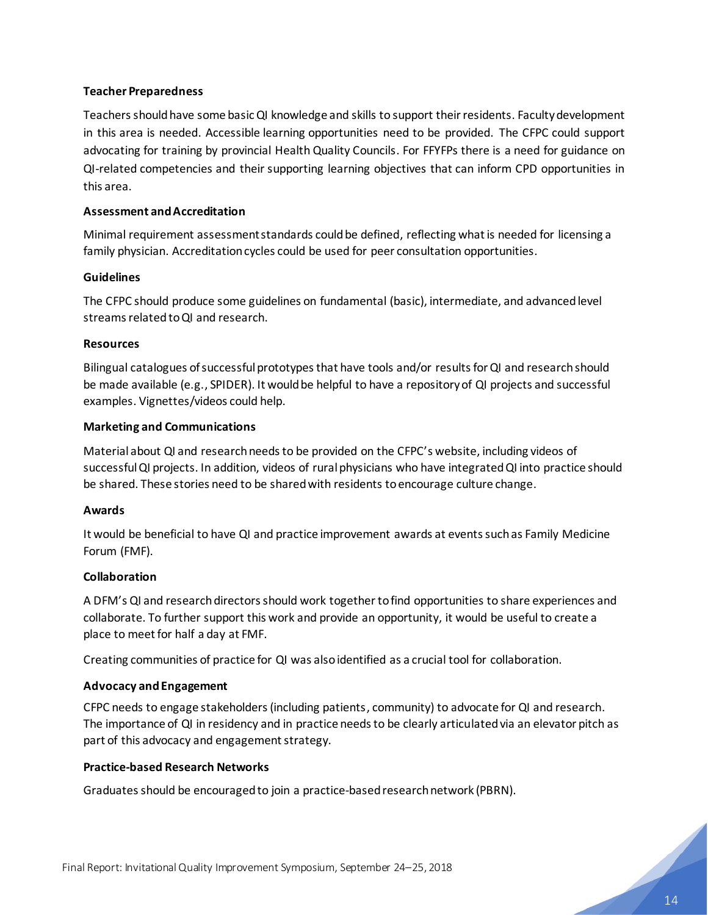**Teacher Preparedness**

Teachers should have some basic QI knowledge and skills to support their residents. Faculty development in this area is needed. Accessible learning opportunities need to be provided. The CFPC could support advocating for training by provincial Health Quality Councils. For FFYFPs there is a need for guidance on QI-related competencies and their supporting learning objectives that can inform CPD opportunities in this area.

**Assessment and Accreditation**

Minimal requirement assessment standards could be defined, reflecting what is needed for licensing a family physician. Accreditation cycles could be used for peer consultation opportunities.

**Guidelines**

The CFPC should produce some guidelines on fundamental (basic), intermediate, and advanced level streams related to QI and research.

**Resources**

Bilingual catalogues of successful prototypes that have tools and/or results for QI and research should be made available (e.g., SPIDER). It would be helpful to have a repository of QI projects and successful examples. Vignettes/videos could help.

**Marketing and Communications**

Material about QI and research needs to be provided on the CFPC's website, including videos of successful QI projects. In addition, videos of rural physicians who have integrated QI into practice should be shared. These stories need to be shared with residents to encourage culture change.

**Awards**

It would be beneficial to have QI and practice improvement awards at events such as Family Medicine Forum (FMF).

**Collaboration**

A DFM's QI and research directors should work together to find opportunities to share experiences and collaborate. To further support this work and provide an opportunity, it would be useful to create a place to meet for half a day at FMF.

Creating communities of practice for QI was also identified as a crucial tool for collaboration.

**Advocacy and Engagement**

CFPC needs to engage stakeholders (including patients, community) to advocate for QI and research. The importance of QI in residency and in practice needs to be clearly articulated via an elevator pitch as part of this advocacy and engagement strategy.

**Practice-based Research Networks**

Graduates should be encouraged to join a practice-based research network (PBRN).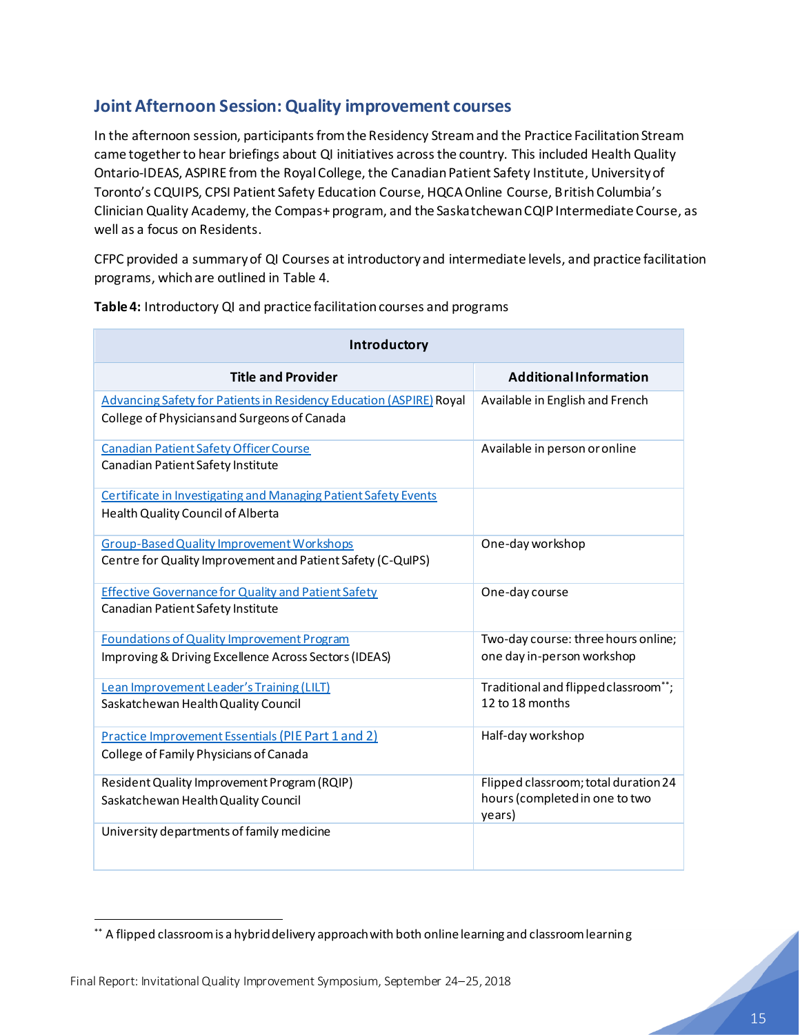## Joint Afternoon Session: Quality improvement courses

In the afternoon session, participants from the Residency Stream and the Practice Facilitation Stream came together to hear briefings about QI initiatives across the country. This included Health Quality Ontario-IDEAS, ASPIRE from the Royal College, the Canadian Patient Safety Institute, University of Toronto's CQUIPS, CPSI Patient Safety Education Course, HQCA Online Course, British Columbia's Clinician Quality Academy, the Compas+ program, and the Saskatchewan CQIP Intermediate Course, as well as a focus on Residents.

CFPC provided a summary of QI Courses at introductory and intermediate levels, and practice facilitation programs, which are outlined in Table 4.

**Table 4:** Introductory QI and practice facilitation courses and programs

| Introductory | |
|---|---|
| **Title and Provider** | **Additional Information** |
| Advancing Safety for Patients in Residency Education (ASPIRE) Royal College of Physicians and Surgeons of Canada | Available in English and French |
| Canadian Patient Safety Officer Course<br>Canadian Patient Safety Institute | Available in person or online |
| Certificate in Investigating and Managing Patient Safety Events<br>Health Quality Council of Alberta | |
| Group-Based Quality Improvement Workshops<br>Centre for Quality Improvement and Patient Safety (C-QuIPS) | One-day workshop |
| Effective Governance for Quality and Patient Safety<br>Canadian Patient Safety Institute | One-day course |
| Foundations of Quality Improvement Program<br>Improving & Driving Excellence Across Sectors (IDEAS) | Two-day course: three hours online; one day in-person workshop |
| Lean Improvement Leader's Training (LILT)<br>Saskatchewan Health Quality Council | Traditional and flipped classroom**; 12 to 18 months |
| Practice Improvement Essentials (PIE Part 1 and 2)<br>College of Family Physicians of Canada | Half-day workshop |
| Resident Quality Improvement Program (RQIP)<br>Saskatchewan Health Quality Council | Flipped classroom; total duration 24 hours (completed in one to two years) |
| University departments of family medicine | |

** A flipped classroom is a hybrid delivery approach with both online learning and classroom learning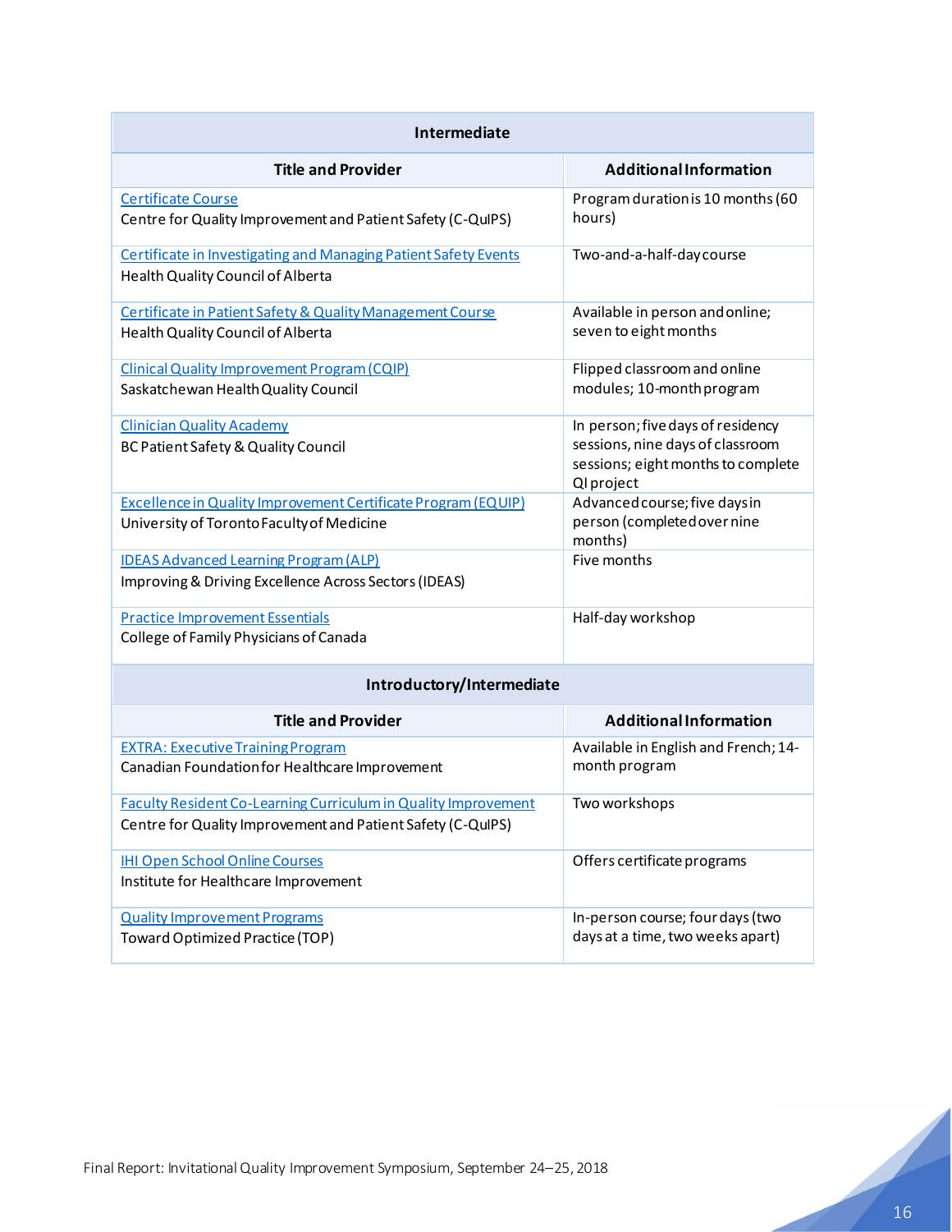| Intermediate | |
|---|---|
| **Title and Provider** | **Additional Information** |
| Certificate Course<br>Centre for Quality Improvement and Patient Safety (C-QuIPS) | Program duration is 10 months (60 hours) |
| Certificate in Investigating and Managing Patient Safety Events<br>Health Quality Council of Alberta | Two-and-a-half-day course |
| Certificate in Patient Safety & Quality Management Course<br>Health Quality Council of Alberta | Available in person and online; seven to eight months |
| Clinical Quality Improvement Program (CQIP)<br>Saskatchewan Health Quality Council | Flipped classroom and online modules; 10-month program |
| Clinician Quality Academy<br>BC Patient Safety & Quality Council | In person; five days of residency sessions, nine days of classroom sessions; eight months to complete QI project |
| Excellence in Quality Improvement Certificate Program (EQUIP)<br>University of Toronto Faculty of Medicine | Advanced course; five days in person (completed over nine months) |
| IDEAS Advanced Learning Program (ALP)<br>Improving & Driving Excellence Across Sectors (IDEAS) | Five months |
| Practice Improvement Essentials<br>College of Family Physicians of Canada | Half-day workshop |

| Introductory/Intermediate | |
|---|---|
| **Title and Provider** | **Additional Information** |
| EXTRA: Executive Training Program<br>Canadian Foundation for Healthcare Improvement | Available in English and French; 14-month program |
| Faculty Resident Co-Learning Curriculum in Quality Improvement<br>Centre for Quality Improvement and Patient Safety (C-QuIPS) | Two workshops |
| IHI Open School Online Courses<br>Institute for Healthcare Improvement | Offers certificate programs |
| Quality Improvement Programs<br>Toward Optimized Practice (TOP) | In-person course; four days (two days at a time, two weeks apart) |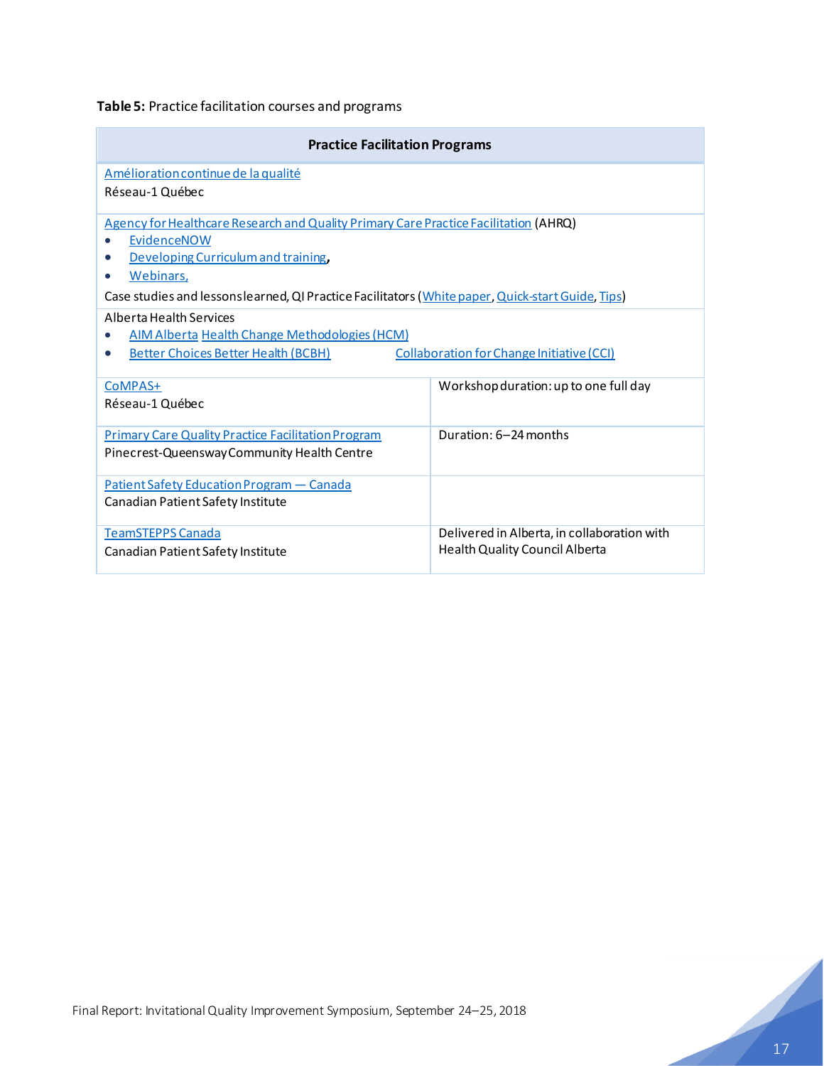**Table 5:** Practice facilitation courses and programs

| Practice Facilitation Programs | |
|---|---|
| Amélioration continue de la qualité<br>Réseau-1 Québec | |
| Agency for Healthcare Research and Quality Primary Care Practice Facilitation (AHRQ)<br>• EvidenceNOW<br>• Developing Curriculum and training,<br>• Webinars,<br>Case studies and lessons learned, QI Practice Facilitators (White paper, Quick-start Guide, Tips) | |
| Alberta Health Services<br>• AIM Alberta Health Change Methodologies (HCM)<br>• Better Choices Better Health (BCBH) Collaboration for Change Initiative (CCI) | |
| CoMPAS+<br>Réseau-1 Québec | Workshop duration: up to one full day |
| Primary Care Quality Practice Facilitation Program<br>Pinecrest-Queensway Community Health Centre | Duration: 6–24 months |
| Patient Safety Education Program — Canada<br>Canadian Patient Safety Institute | |
| TeamSTEPPS Canada<br>Canadian Patient Safety Institute | Delivered in Alberta, in collaboration with Health Quality Council Alberta |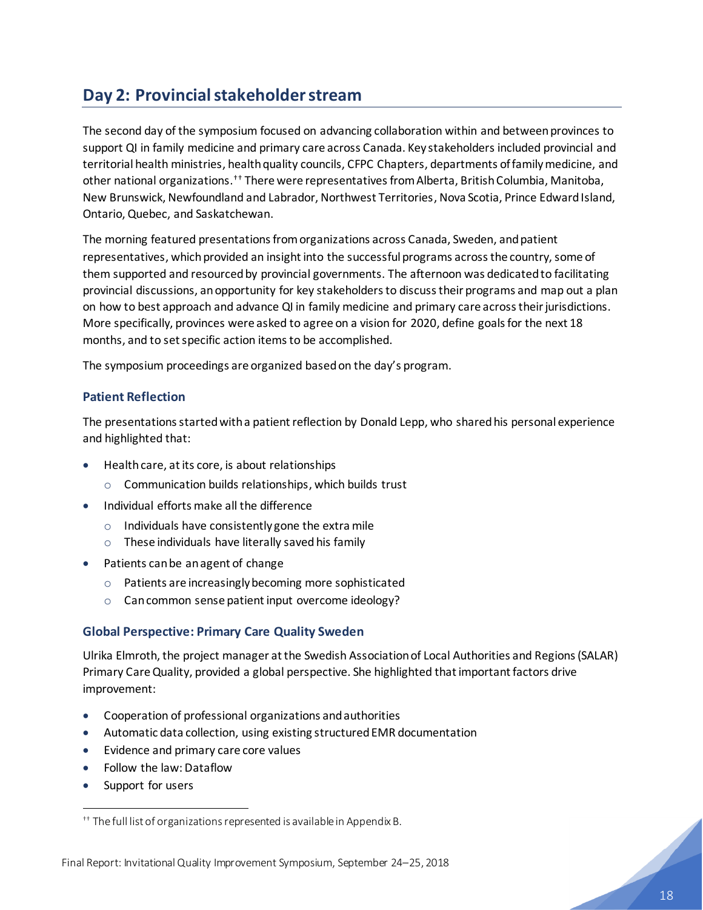## Day 2: Provincial stakeholder stream

The second day of the symposium focused on advancing collaboration within and between provinces to support QI in family medicine and primary care across Canada. Key stakeholders included provincial and territorial health ministries, health quality councils, CFPC Chapters, departments of family medicine, and other national organizations.[††] There were representatives from Alberta, British Columbia, Manitoba, New Brunswick, Newfoundland and Labrador, Northwest Territories, Nova Scotia, Prince Edward Island, Ontario, Quebec, and Saskatchewan.

The morning featured presentations from organizations across Canada, Sweden, and patient representatives, which provided an insight into the successful programs across the country, some of them supported and resourced by provincial governments. The afternoon was dedicated to facilitating provincial discussions, an opportunity for key stakeholders to discuss their programs and map out a plan on how to best approach and advance QI in family medicine and primary care across their jurisdictions. More specifically, provinces were asked to agree on a vision for 2020, define goals for the next 18 months, and to set specific action items to be accomplished.

The symposium proceedings are organized based on the day's program.

### Patient Reflection

The presentations started with a patient reflection by Donald Lepp, who shared his personal experience and highlighted that:

- Health care, at its core, is about relationships
  - Communication builds relationships, which builds trust
- Individual efforts make all the difference
  - Individuals have consistently gone the extra mile
  - These individuals have literally saved his family
- Patients can be an agent of change
  - Patients are increasingly becoming more sophisticated
  - Can common sense patient input overcome ideology?

### Global Perspective: Primary Care Quality Sweden

Ulrika Elmroth, the project manager at the Swedish Association of Local Authorities and Regions (SALAR) Primary Care Quality, provided a global perspective. She highlighted that important factors drive improvement:

- Cooperation of professional organizations and authorities
- Automatic data collection, using existing structured EMR documentation
- Evidence and primary care core values
- Follow the law: Dataflow
- Support for users

---

[††] The full list of organizations represented is available in Appendix B.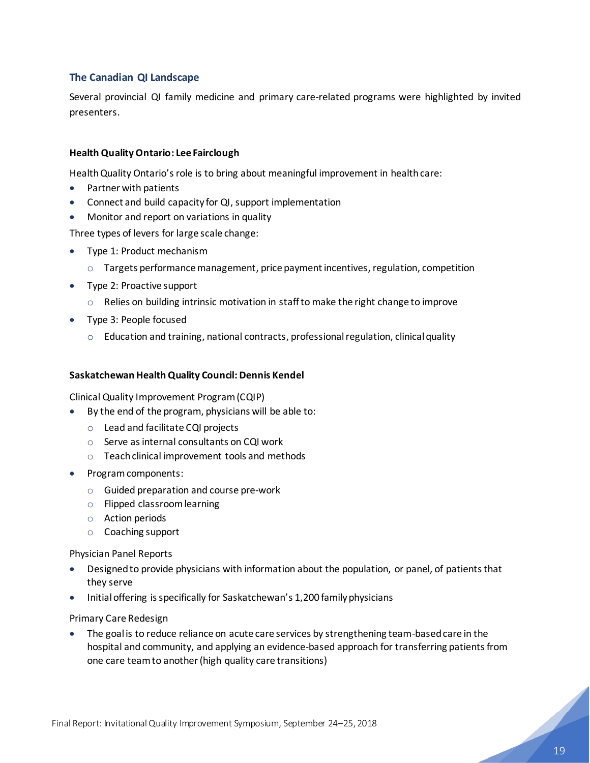## The Canadian QI Landscape

Several provincial QI family medicine and primary care-related programs were highlighted by invited presenters.

**Health Quality Ontario: Lee Fairclough**

Health Quality Ontario's role is to bring about meaningful improvement in health care:

- Partner with patients
- Connect and build capacity for QI, support implementation
- Monitor and report on variations in quality

Three types of levers for large scale change:

- Type 1: Product mechanism
  - Targets performance management, price payment incentives, regulation, competition
- Type 2: Proactive support
  - Relies on building intrinsic motivation in staff to make the right change to improve
- Type 3: People focused
  - Education and training, national contracts, professional regulation, clinical quality

**Saskatchewan Health Quality Council: Dennis Kendel**

Clinical Quality Improvement Program (CQIP)

- By the end of the program, physicians will be able to:
  - Lead and facilitate CQI projects
  - Serve as internal consultants on CQI work
  - Teach clinical improvement tools and methods
- Program components:
  - Guided preparation and course pre-work
  - Flipped classroom learning
  - Action periods
  - Coaching support

Physician Panel Reports

- Designed to provide physicians with information about the population, or panel, of patients that they serve
- Initial offering is specifically for Saskatchewan's 1,200 family physicians

Primary Care Redesign

- The goal is to reduce reliance on acute care services by strengthening team-based care in the hospital and community, and applying an evidence-based approach for transferring patients from one care team to another (high quality care transitions)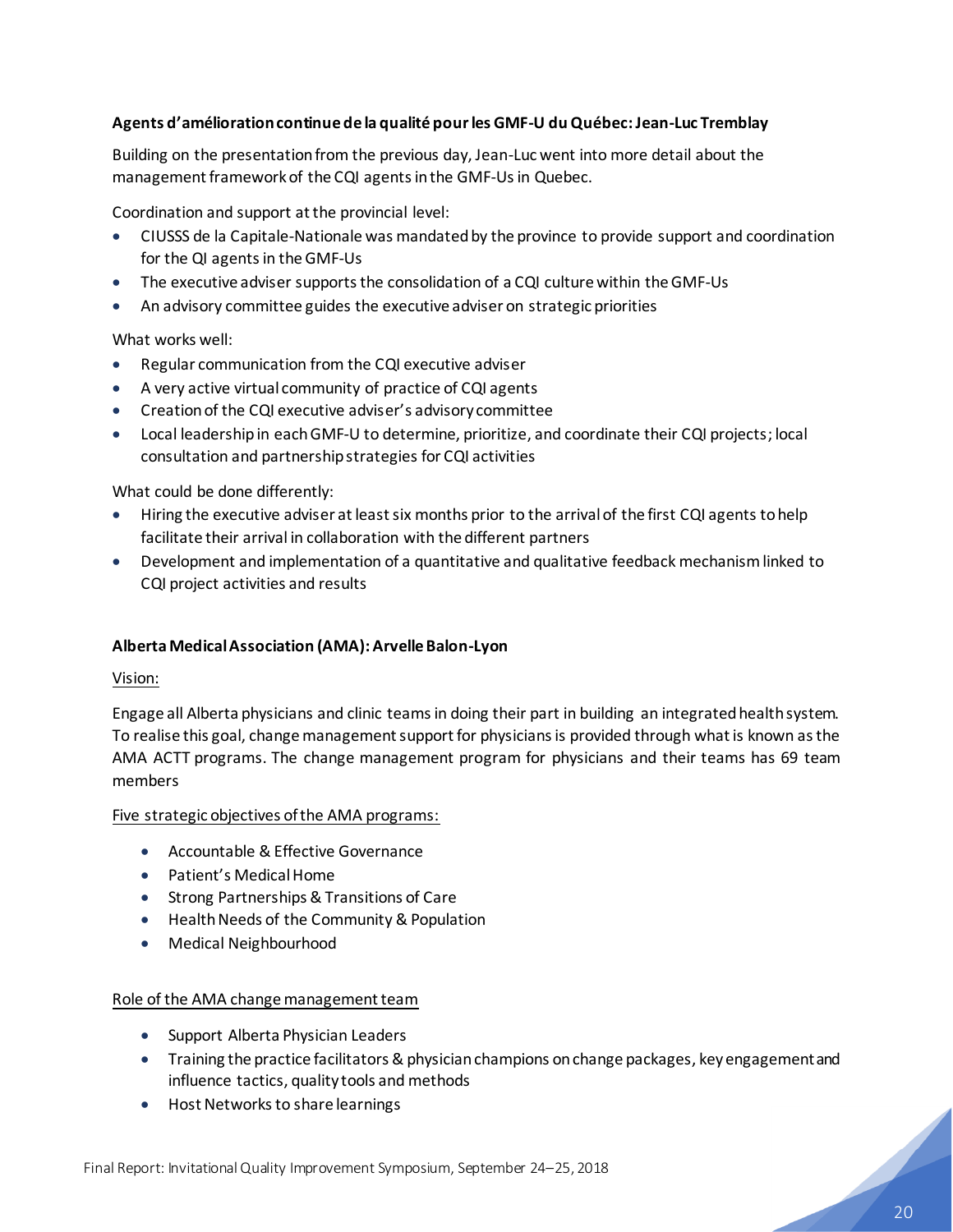**Agents d'amélioration continue de la qualité pour les GMF-U du Québec: Jean-Luc Tremblay**

Building on the presentation from the previous day, Jean-Luc went into more detail about the management framework of the CQI agents in the GMF-Us in Quebec.

Coordination and support at the provincial level:

- CIUSSS de la Capitale-Nationale was mandated by the province to provide support and coordination for the QI agents in the GMF-Us
- The executive adviser supports the consolidation of a CQI culture within the GMF-Us
- An advisory committee guides the executive adviser on strategic priorities

What works well:

- Regular communication from the CQI executive adviser
- A very active virtual community of practice of CQI agents
- Creation of the CQI executive adviser's advisory committee
- Local leadership in each GMF-U to determine, prioritize, and coordinate their CQI projects; local consultation and partnership strategies for CQI activities

What could be done differently:

- Hiring the executive adviser at least six months prior to the arrival of the first CQI agents to help facilitate their arrival in collaboration with the different partners
- Development and implementation of a quantitative and qualitative feedback mechanism linked to CQI project activities and results

**Alberta Medical Association (AMA): Arvelle Balon-Lyon**

Vision:

Engage all Alberta physicians and clinic teams in doing their part in building an integrated health system. To realise this goal, change management support for physicians is provided through what is known as the AMA ACTT programs. The change management program for physicians and their teams has 69 team members

Five strategic objectives of the AMA programs:

- Accountable & Effective Governance
- Patient's Medical Home
- Strong Partnerships & Transitions of Care
- Health Needs of the Community & Population
- Medical Neighbourhood

Role of the AMA change management team

- Support Alberta Physician Leaders
- Training the practice facilitators & physician champions on change packages, key engagement and influence tactics, quality tools and methods
- Host Networks to share learnings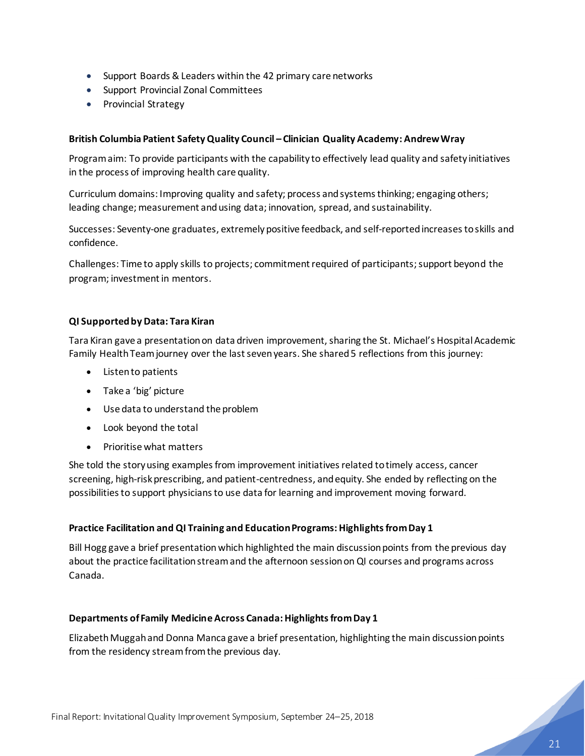- Support Boards & Leaders within the 42 primary care networks
- Support Provincial Zonal Committees
- Provincial Strategy

**British Columbia Patient Safety Quality Council – Clinician Quality Academy: Andrew Wray**

Program aim: To provide participants with the capability to effectively lead quality and safety initiatives in the process of improving health care quality.

Curriculum domains: Improving quality and safety; process and systems thinking; engaging others; leading change; measurement and using data; innovation, spread, and sustainability.

Successes: Seventy-one graduates, extremely positive feedback, and self-reported increases to skills and confidence.

Challenges: Time to apply skills to projects; commitment required of participants; support beyond the program; investment in mentors.

**QI Supported by Data: Tara Kiran**

Tara Kiran gave a presentation on data driven improvement, sharing the St. Michael's Hospital Academic Family Health Team journey over the last seven years. She shared 5 reflections from this journey:

- Listen to patients
- Take a 'big' picture
- Use data to understand the problem
- Look beyond the total
- Prioritise what matters

She told the story using examples from improvement initiatives related to timely access, cancer screening, high-risk prescribing, and patient-centredness, and equity. She ended by reflecting on the possibilities to support physicians to use data for learning and improvement moving forward.

**Practice Facilitation and QI Training and Education Programs: Highlights from Day 1**

Bill Hogg gave a brief presentation which highlighted the main discussion points from the previous day about the practice facilitation stream and the afternoon session on QI courses and programs across Canada.

**Departments of Family Medicine Across Canada: Highlights from Day 1**

Elizabeth Muggah and Donna Manca gave a brief presentation, highlighting the main discussion points from the residency stream from the previous day.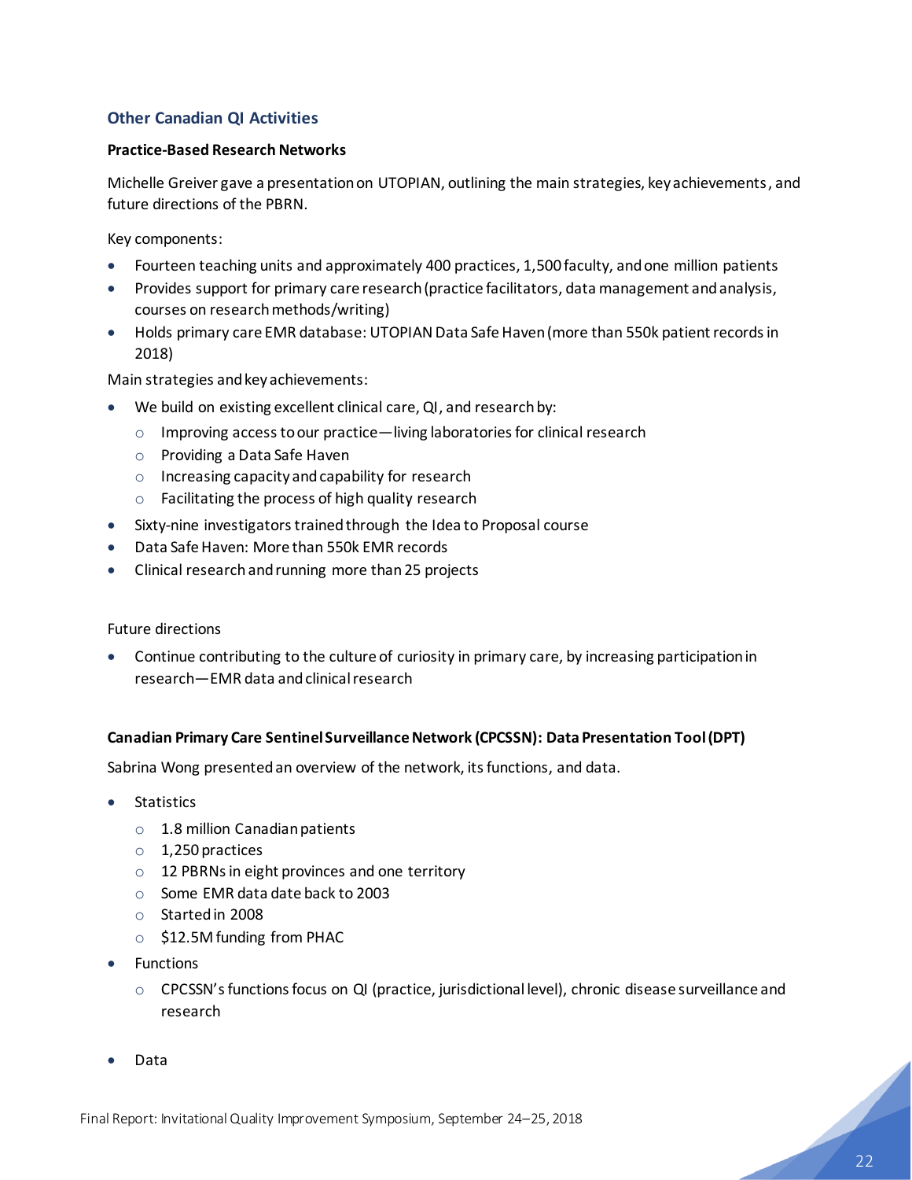## Other Canadian QI Activities

### Practice-Based Research Networks

Michelle Greiver gave a presentation on UTOPIAN, outlining the main strategies, key achievements, and future directions of the PBRN.

Key components:

- Fourteen teaching units and approximately 400 practices, 1,500 faculty, and one million patients
- Provides support for primary care research (practice facilitators, data management and analysis, courses on research methods/writing)
- Holds primary care EMR database: UTOPIAN Data Safe Haven (more than 550k patient records in 2018)

Main strategies and key achievements:

- We build on existing excellent clinical care, QI, and research by:
  - Improving access to our practice—living laboratories for clinical research
  - Providing a Data Safe Haven
  - Increasing capacity and capability for research
  - Facilitating the process of high quality research
- Sixty-nine investigators trained through the Idea to Proposal course
- Data Safe Haven: More than 550k EMR records
- Clinical research and running more than 25 projects

Future directions

- Continue contributing to the culture of curiosity in primary care, by increasing participation in research—EMR data and clinical research

### Canadian Primary Care Sentinel Surveillance Network (CPCSSN): Data Presentation Tool (DPT)

Sabrina Wong presented an overview of the network, its functions, and data.

- Statistics
  - 1.8 million Canadian patients
  - 1,250 practices
  - 12 PBRNs in eight provinces and one territory
  - Some EMR data date back to 2003
  - Started in 2008
  - $12.5M funding from PHAC
- Functions
  - CPCSSN's functions focus on QI (practice, jurisdictional level), chronic disease surveillance and research
- Data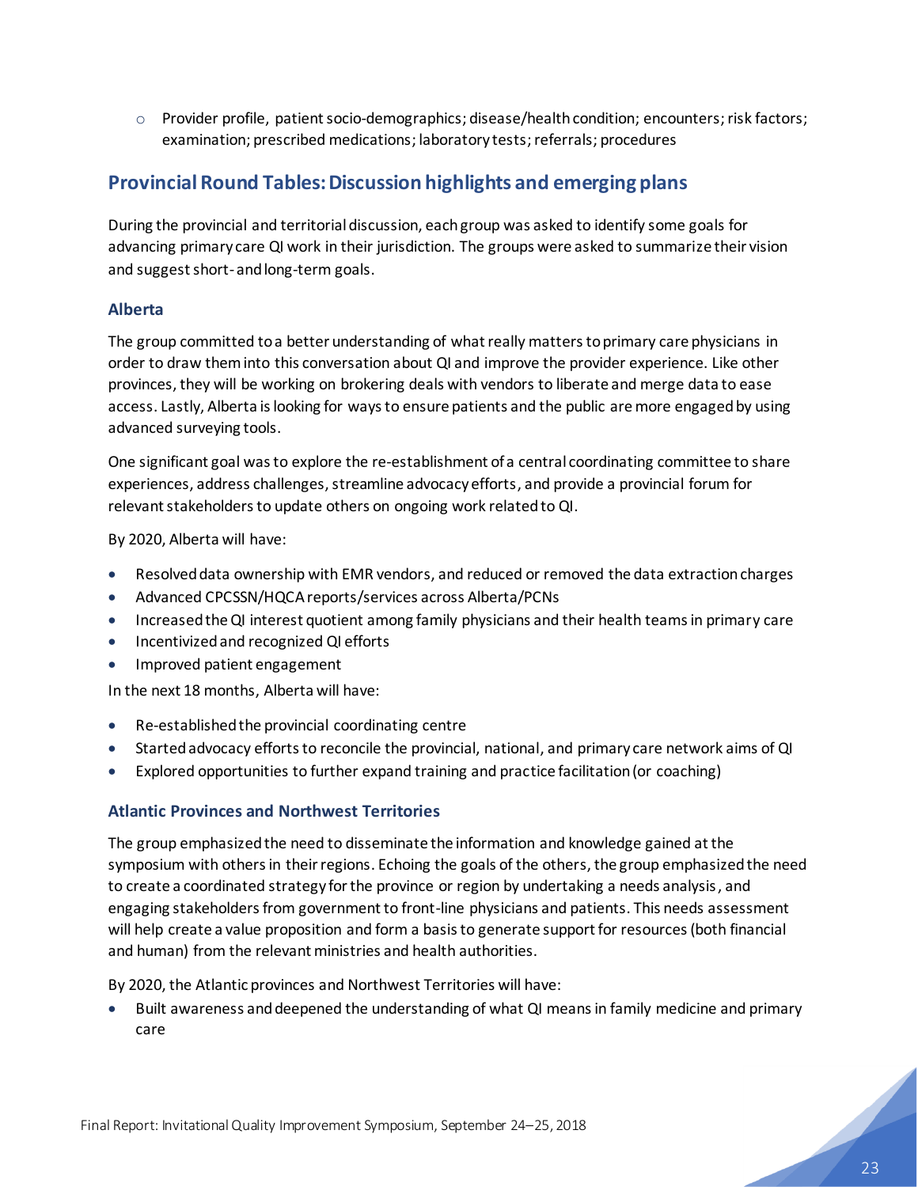- Provider profile, patient socio-demographics; disease/health condition; encounters; risk factors; examination; prescribed medications; laboratory tests; referrals; procedures

## Provincial Round Tables: Discussion highlights and emerging plans

During the provincial and territorial discussion, each group was asked to identify some goals for advancing primary care QI work in their jurisdiction. The groups were asked to summarize their vision and suggest short- and long-term goals.

### Alberta

The group committed to a better understanding of what really matters to primary care physicians in order to draw them into this conversation about QI and improve the provider experience. Like other provinces, they will be working on brokering deals with vendors to liberate and merge data to ease access. Lastly, Alberta is looking for ways to ensure patients and the public are more engaged by using advanced surveying tools.

One significant goal was to explore the re-establishment of a central coordinating committee to share experiences, address challenges, streamline advocacy efforts, and provide a provincial forum for relevant stakeholders to update others on ongoing work related to QI.

By 2020, Alberta will have:

- Resolved data ownership with EMR vendors, and reduced or removed the data extraction charges
- Advanced CPCSSN/HQCA reports/services across Alberta/PCNs
- Increased the QI interest quotient among family physicians and their health teams in primary care
- Incentivized and recognized QI efforts
- Improved patient engagement

In the next 18 months, Alberta will have:

- Re-established the provincial coordinating centre
- Started advocacy efforts to reconcile the provincial, national, and primary care network aims of QI
- Explored opportunities to further expand training and practice facilitation (or coaching)

### Atlantic Provinces and Northwest Territories

The group emphasized the need to disseminate the information and knowledge gained at the symposium with others in their regions. Echoing the goals of the others, the group emphasized the need to create a coordinated strategy for the province or region by undertaking a needs analysis, and engaging stakeholders from government to front-line physicians and patients. This needs assessment will help create a value proposition and form a basis to generate support for resources (both financial and human) from the relevant ministries and health authorities.

By 2020, the Atlantic provinces and Northwest Territories will have:

- Built awareness and deepened the understanding of what QI means in family medicine and primary care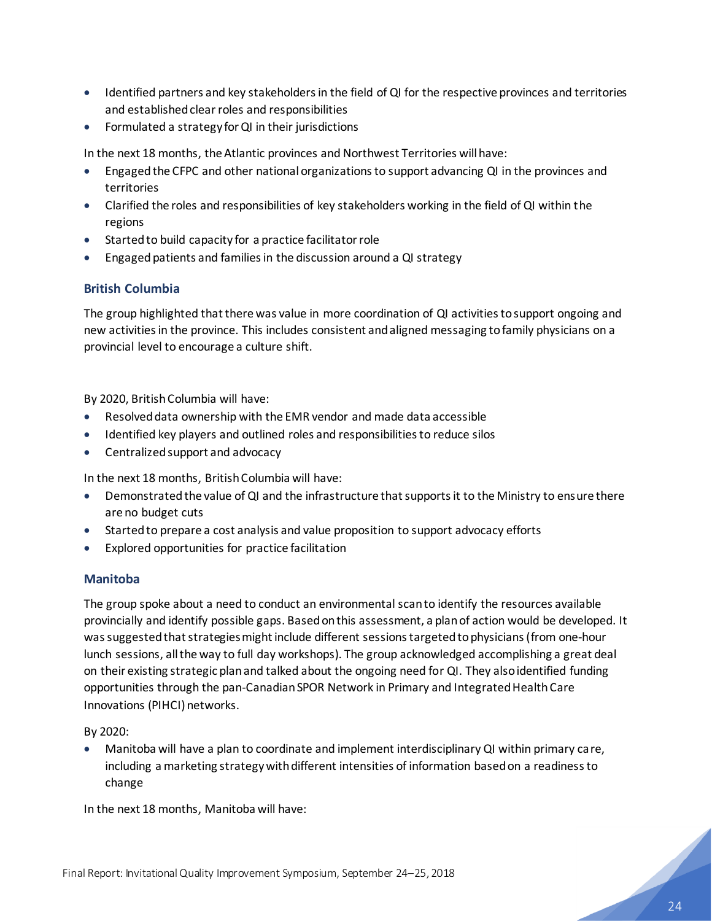- Identified partners and key stakeholders in the field of QI for the respective provinces and territories and established clear roles and responsibilities
- Formulated a strategy for QI in their jurisdictions

In the next 18 months, the Atlantic provinces and Northwest Territories will have:

- Engaged the CFPC and other national organizations to support advancing QI in the provinces and territories
- Clarified the roles and responsibilities of key stakeholders working in the field of QI within the regions
- Started to build capacity for a practice facilitator role
- Engaged patients and families in the discussion around a QI strategy

### British Columbia

The group highlighted that there was value in more coordination of QI activities to support ongoing and new activities in the province. This includes consistent and aligned messaging to family physicians on a provincial level to encourage a culture shift.

By 2020, British Columbia will have:

- Resolved data ownership with the EMR vendor and made data accessible
- Identified key players and outlined roles and responsibilities to reduce silos
- Centralized support and advocacy

In the next 18 months, British Columbia will have:

- Demonstrated the value of QI and the infrastructure that supports it to the Ministry to ensure there are no budget cuts
- Started to prepare a cost analysis and value proposition to support advocacy efforts
- Explored opportunities for practice facilitation

### Manitoba

The group spoke about a need to conduct an environmental scan to identify the resources available provincially and identify possible gaps. Based on this assessment, a plan of action would be developed. It was suggested that strategies might include different sessions targeted to physicians (from one-hour lunch sessions, all the way to full day workshops). The group acknowledged accomplishing a great deal on their existing strategic plan and talked about the ongoing need for QI. They also identified funding opportunities through the pan-Canadian SPOR Network in Primary and Integrated Health Care Innovations (PIHCI) networks.

By 2020:

- Manitoba will have a plan to coordinate and implement interdisciplinary QI within primary care, including a marketing strategy with different intensities of information based on a readiness to change

In the next 18 months, Manitoba will have: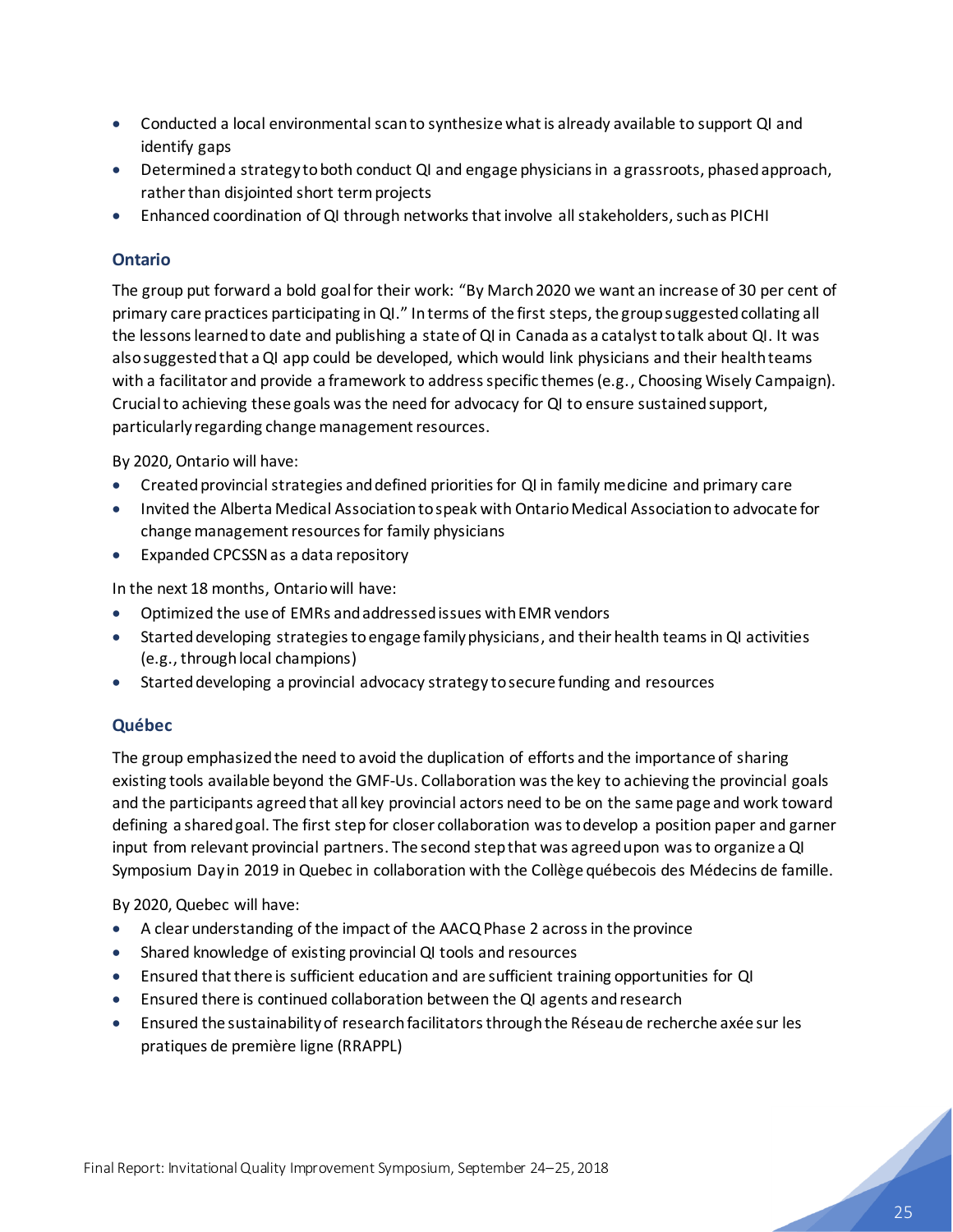- Conducted a local environmental scan to synthesize what is already available to support QI and identify gaps
- Determined a strategy to both conduct QI and engage physicians in a grassroots, phased approach, rather than disjointed short term projects
- Enhanced coordination of QI through networks that involve all stakeholders, such as PICHI

### Ontario

The group put forward a bold goal for their work: "By March 2020 we want an increase of 30 per cent of primary care practices participating in QI." In terms of the first steps, the group suggested collating all the lessons learned to date and publishing a state of QI in Canada as a catalyst to talk about QI. It was also suggested that a QI app could be developed, which would link physicians and their health teams with a facilitator and provide a framework to address specific themes (e.g., Choosing Wisely Campaign). Crucial to achieving these goals was the need for advocacy for QI to ensure sustained support, particularly regarding change management resources.

By 2020, Ontario will have:

- Created provincial strategies and defined priorities for QI in family medicine and primary care
- Invited the Alberta Medical Association to speak with Ontario Medical Association to advocate for change management resources for family physicians
- Expanded CPCSSN as a data repository

In the next 18 months, Ontario will have:

- Optimized the use of EMRs and addressed issues with EMR vendors
- Started developing strategies to engage family physicians, and their health teams in QI activities (e.g., through local champions)
- Started developing a provincial advocacy strategy to secure funding and resources

### Québec

The group emphasized the need to avoid the duplication of efforts and the importance of sharing existing tools available beyond the GMF-Us. Collaboration was the key to achieving the provincial goals and the participants agreed that all key provincial actors need to be on the same page and work toward defining a shared goal. The first step for closer collaboration was to develop a position paper and garner input from relevant provincial partners. The second step that was agreed upon was to organize a QI Symposium Day in 2019 in Quebec in collaboration with the Collège québecois des Médecins de famille.

By 2020, Quebec will have:

- A clear understanding of the impact of the AACQ Phase 2 across in the province
- Shared knowledge of existing provincial QI tools and resources
- Ensured that there is sufficient education and are sufficient training opportunities for QI
- Ensured there is continued collaboration between the QI agents and research
- Ensured the sustainability of research facilitators through the Réseau de recherche axée sur les pratiques de première ligne (RRAPPL)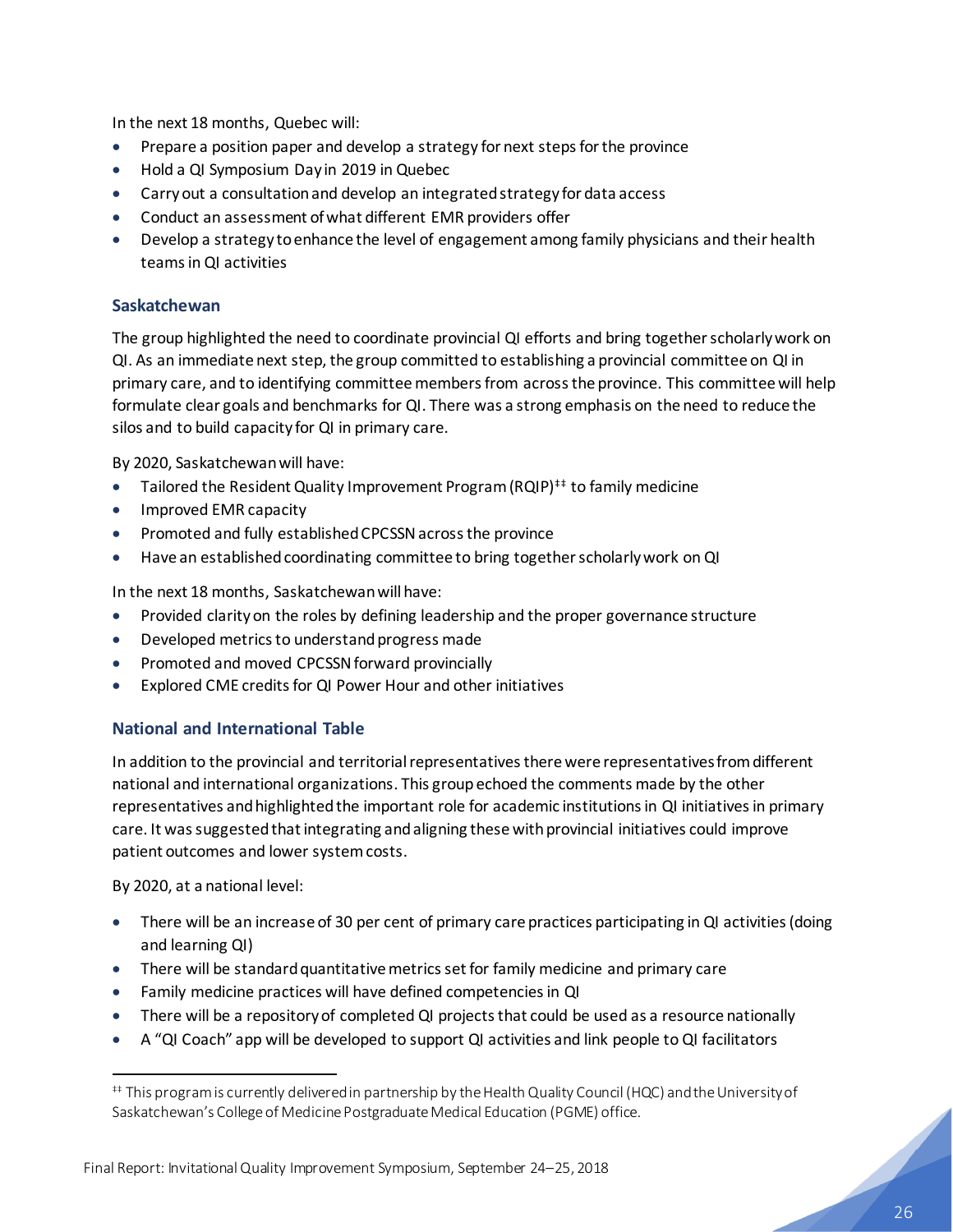In the next 18 months, Quebec will:

- Prepare a position paper and develop a strategy for next steps for the province
- Hold a QI Symposium Day in 2019 in Quebec
- Carry out a consultation and develop an integrated strategy for data access
- Conduct an assessment of what different EMR providers offer
- Develop a strategy to enhance the level of engagement among family physicians and their health teams in QI activities

### Saskatchewan

The group highlighted the need to coordinate provincial QI efforts and bring together scholarly work on QI. As an immediate next step, the group committed to establishing a provincial committee on QI in primary care, and to identifying committee members from across the province. This committee will help formulate clear goals and benchmarks for QI. There was a strong emphasis on the need to reduce the silos and to build capacity for QI in primary care.

By 2020, Saskatchewan will have:

- Tailored the Resident Quality Improvement Program (RQIP)[‡‡] to family medicine
- Improved EMR capacity
- Promoted and fully established CPCSSN across the province
- Have an established coordinating committee to bring together scholarly work on QI

In the next 18 months, Saskatchewan will have:

- Provided clarity on the roles by defining leadership and the proper governance structure
- Developed metrics to understand progress made
- Promoted and moved CPCSSN forward provincially
- Explored CME credits for QI Power Hour and other initiatives

### National and International Table

In addition to the provincial and territorial representatives there were representatives from different national and international organizations. This group echoed the comments made by the other representatives and highlighted the important role for academic institutions in QI initiatives in primary care. It was suggested that integrating and aligning these with provincial initiatives could improve patient outcomes and lower system costs.

By 2020, at a national level:

- There will be an increase of 30 per cent of primary care practices participating in QI activities (doing and learning QI)
- There will be standard quantitative metrics set for family medicine and primary care
- Family medicine practices will have defined competencies in QI
- There will be a repository of completed QI projects that could be used as a resource nationally
- A "QI Coach" app will be developed to support QI activities and link people to QI facilitators

---

[‡‡] This program is currently delivered in partnership by the Health Quality Council (HQC) and the University of Saskatchewan's College of Medicine Postgraduate Medical Education (PGME) office.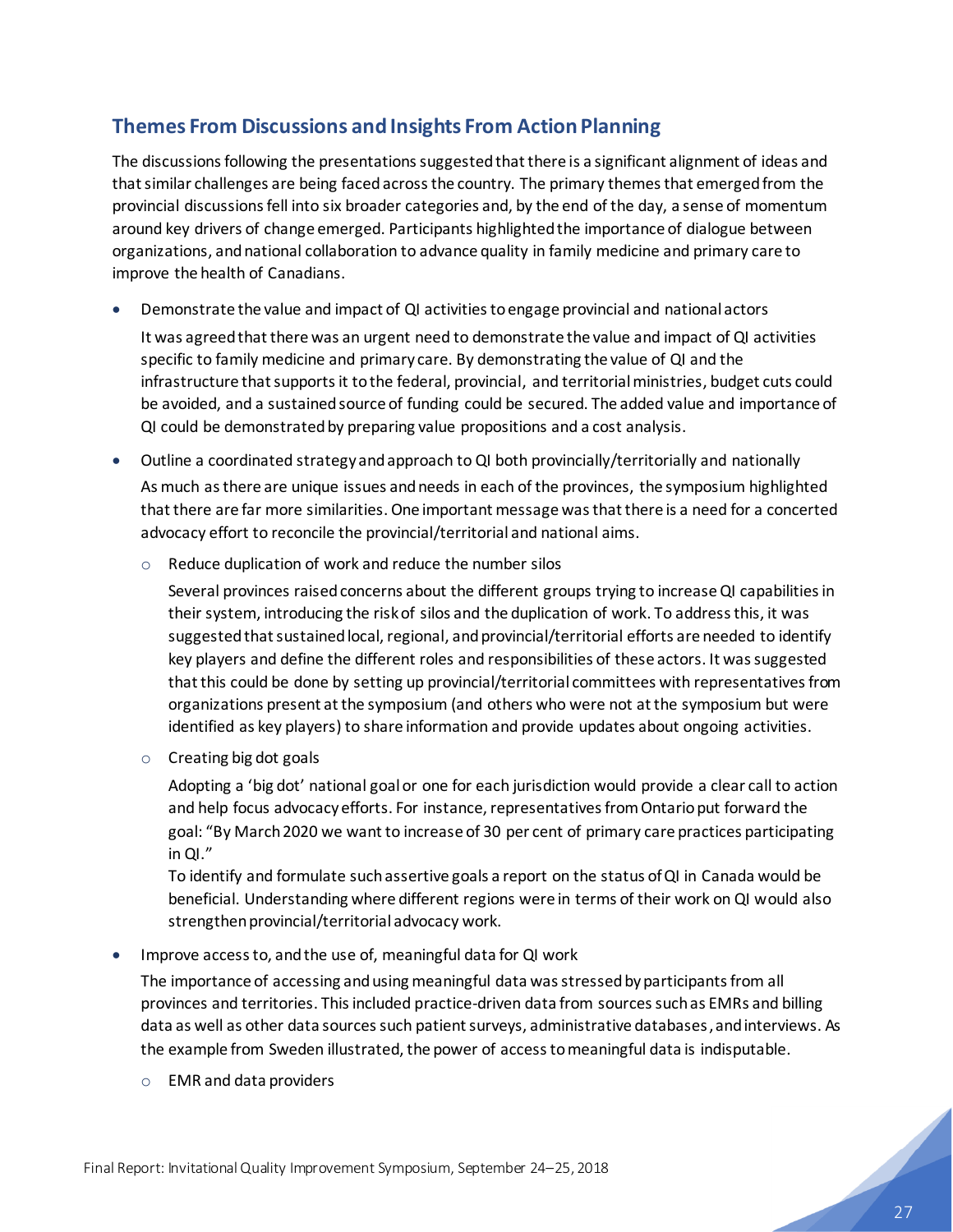## Themes From Discussions and Insights From Action Planning

The discussions following the presentations suggested that there is a significant alignment of ideas and that similar challenges are being faced across the country. The primary themes that emerged from the provincial discussions fell into six broader categories and, by the end of the day, a sense of momentum around key drivers of change emerged. Participants highlighted the importance of dialogue between organizations, and national collaboration to advance quality in family medicine and primary care to improve the health of Canadians.

- Demonstrate the value and impact of QI activities to engage provincial and national actors

  It was agreed that there was an urgent need to demonstrate the value and impact of QI activities specific to family medicine and primary care. By demonstrating the value of QI and the infrastructure that supports it to the federal, provincial, and territorial ministries, budget cuts could be avoided, and a sustained source of funding could be secured. The added value and importance of QI could be demonstrated by preparing value propositions and a cost analysis.

- Outline a coordinated strategy and approach to QI both provincially/territorially and nationally

  As much as there are unique issues and needs in each of the provinces, the symposium highlighted that there are far more similarities. One important message was that there is a need for a concerted advocacy effort to reconcile the provincial/territorial and national aims.

  - Reduce duplication of work and reduce the number silos

    Several provinces raised concerns about the different groups trying to increase QI capabilities in their system, introducing the risk of silos and the duplication of work. To address this, it was suggested that sustained local, regional, and provincial/territorial efforts are needed to identify key players and define the different roles and responsibilities of these actors. It was suggested that this could be done by setting up provincial/territorial committees with representatives from organizations present at the symposium (and others who were not at the symposium but were identified as key players) to share information and provide updates about ongoing activities.

  - Creating big dot goals

    Adopting a 'big dot' national goal or one for each jurisdiction would provide a clear call to action and help focus advocacy efforts. For instance, representatives from Ontario put forward the goal: "By March 2020 we want to increase of 30 per cent of primary care practices participating in QI."

    To identify and formulate such assertive goals a report on the status of QI in Canada would be beneficial. Understanding where different regions were in terms of their work on QI would also strengthen provincial/territorial advocacy work.

- Improve access to, and the use of, meaningful data for QI work

  The importance of accessing and using meaningful data was stressed by participants from all provinces and territories. This included practice-driven data from sources such as EMRs and billing data as well as other data sources such patient surveys, administrative databases, and interviews. As the example from Sweden illustrated, the power of access to meaningful data is indisputable.

  - EMR and data providers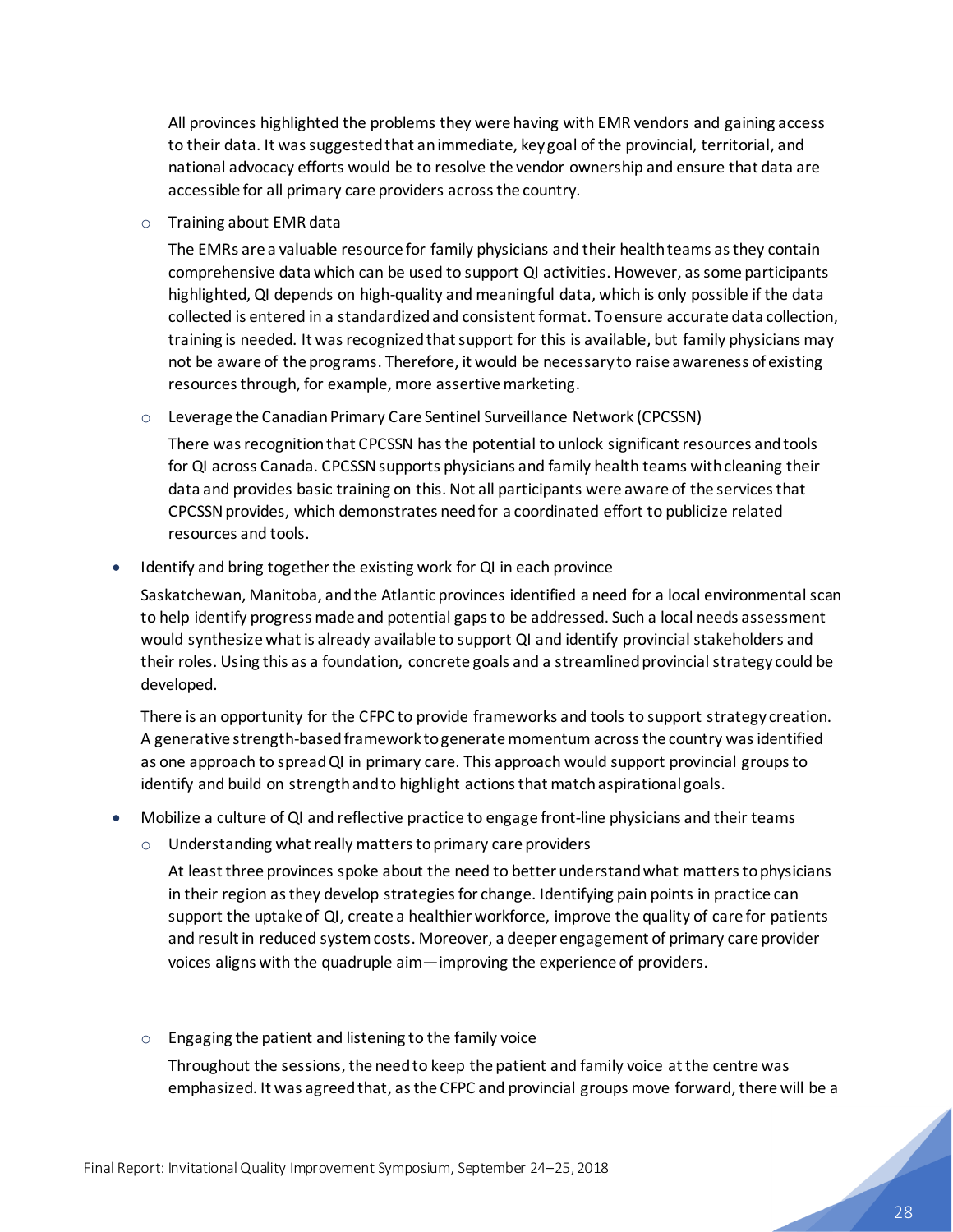All provinces highlighted the problems they were having with EMR vendors and gaining access to their data. It was suggested that an immediate, key goal of the provincial, territorial, and national advocacy efforts would be to resolve the vendor ownership and ensure that data are accessible for all primary care providers across the country.

  - Training about EMR data

    The EMRs are a valuable resource for family physicians and their health teams as they contain comprehensive data which can be used to support QI activities. However, as some participants highlighted, QI depends on high-quality and meaningful data, which is only possible if the data collected is entered in a standardized and consistent format. To ensure accurate data collection, training is needed. It was recognized that support for this is available, but family physicians may not be aware of the programs. Therefore, it would be necessary to raise awareness of existing resources through, for example, more assertive marketing.

  - Leverage the Canadian Primary Care Sentinel Surveillance Network (CPCSSN)

    There was recognition that CPCSSN has the potential to unlock significant resources and tools for QI across Canada. CPCSSN supports physicians and family health teams with cleaning their data and provides basic training on this. Not all participants were aware of the services that CPCSSN provides, which demonstrates need for a coordinated effort to publicize related resources and tools.

- Identify and bring together the existing work for QI in each province

  Saskatchewan, Manitoba, and the Atlantic provinces identified a need for a local environmental scan to help identify progress made and potential gaps to be addressed. Such a local needs assessment would synthesize what is already available to support QI and identify provincial stakeholders and their roles. Using this as a foundation, concrete goals and a streamlined provincial strategy could be developed.

  There is an opportunity for the CFPC to provide frameworks and tools to support strategy creation. A generative strength-based framework to generate momentum across the country was identified as one approach to spread QI in primary care. This approach would support provincial groups to identify and build on strength and to highlight actions that match aspirational goals.

- Mobilize a culture of QI and reflective practice to engage front-line physicians and their teams

  - Understanding what really matters to primary care providers

    At least three provinces spoke about the need to better understand what matters to physicians in their region as they develop strategies for change. Identifying pain points in practice can support the uptake of QI, create a healthier workforce, improve the quality of care for patients and result in reduced system costs. Moreover, a deeper engagement of primary care provider voices aligns with the quadruple aim—improving the experience of providers.

  - Engaging the patient and listening to the family voice

    Throughout the sessions, the need to keep the patient and family voice at the centre was emphasized. It was agreed that, as the CFPC and provincial groups move forward, there will be a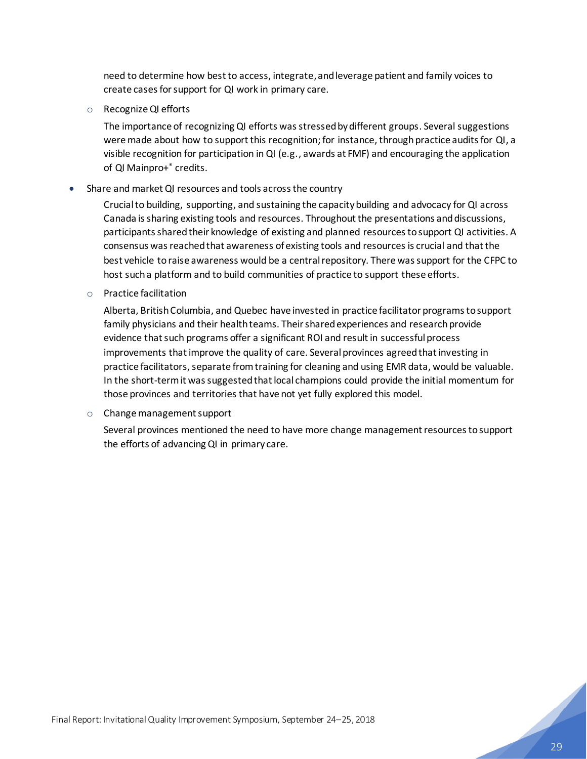need to determine how best to access, integrate, and leverage patient and family voices to create cases for support for QI work in primary care.

- Recognize QI efforts

  The importance of recognizing QI efforts was stressed by different groups. Several suggestions were made about how to support this recognition; for instance, through practice audits for QI, a visible recognition for participation in QI (e.g., awards at FMF) and encouraging the application of QI Mainpro+® credits.

- Share and market QI resources and tools across the country

  Crucial to building, supporting, and sustaining the capacity building and advocacy for QI across Canada is sharing existing tools and resources. Throughout the presentations and discussions, participants shared their knowledge of existing and planned resources to support QI activities. A consensus was reached that awareness of existing tools and resources is crucial and that the best vehicle to raise awareness would be a central repository. There was support for the CFPC to host such a platform and to build communities of practice to support these efforts.

  - Practice facilitation

    Alberta, British Columbia, and Quebec have invested in practice facilitator programs to support family physicians and their health teams. Their shared experiences and research provide evidence that such programs offer a significant ROI and result in successful process improvements that improve the quality of care. Several provinces agreed that investing in practice facilitators, separate from training for cleaning and using EMR data, would be valuable. In the short-term it was suggested that local champions could provide the initial momentum for those provinces and territories that have not yet fully explored this model.

  - Change management support

    Several provinces mentioned the need to have more change management resources to support the efforts of advancing QI in primary care.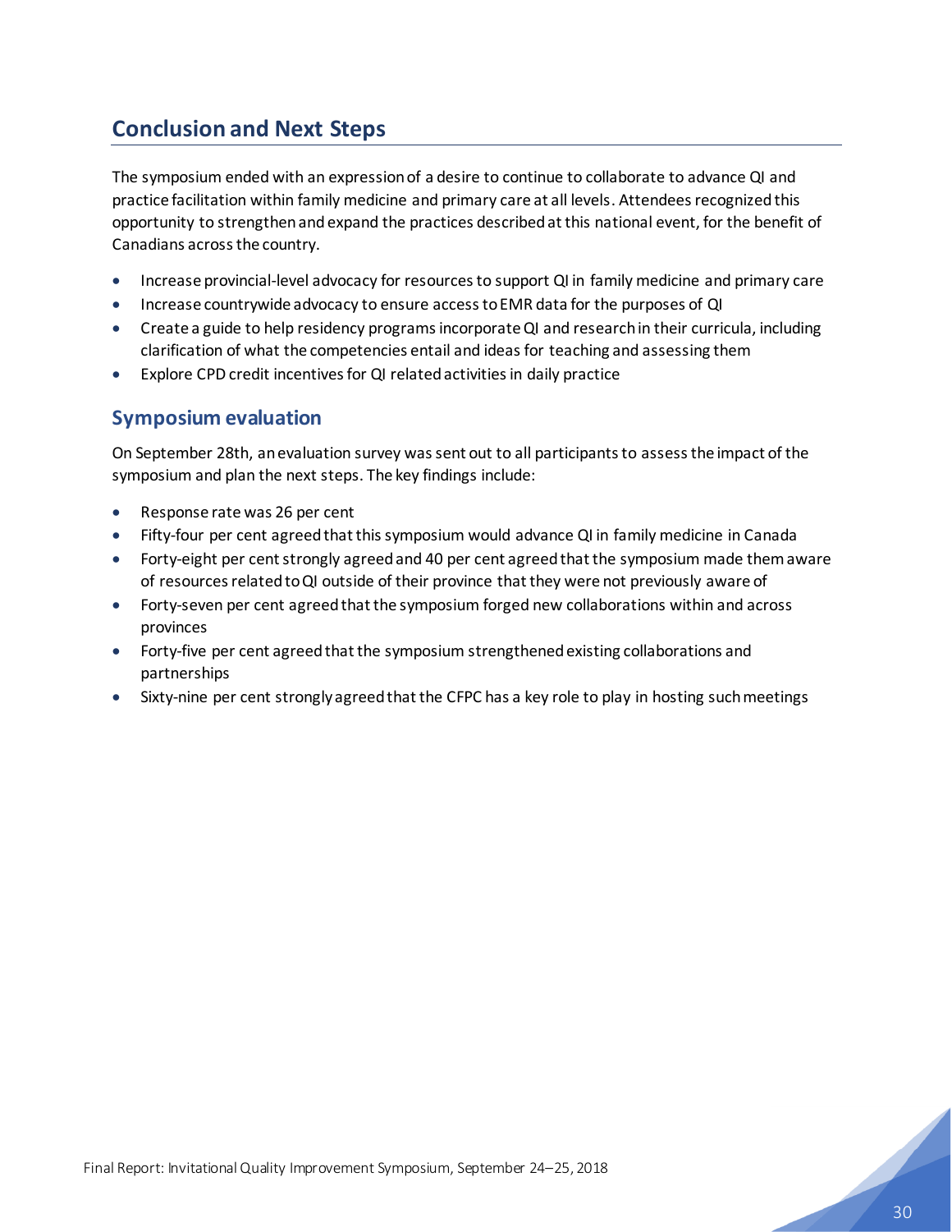## Conclusion and Next Steps

The symposium ended with an expression of a desire to continue to collaborate to advance QI and practice facilitation within family medicine and primary care at all levels. Attendees recognized this opportunity to strengthen and expand the practices described at this national event, for the benefit of Canadians across the country.

- Increase provincial-level advocacy for resources to support QI in family medicine and primary care
- Increase countrywide advocacy to ensure access to EMR data for the purposes of QI
- Create a guide to help residency programs incorporate QI and research in their curricula, including clarification of what the competencies entail and ideas for teaching and assessing them
- Explore CPD credit incentives for QI related activities in daily practice

### Symposium evaluation

On September 28th, an evaluation survey was sent out to all participants to assess the impact of the symposium and plan the next steps. The key findings include:

- Response rate was 26 per cent
- Fifty-four per cent agreed that this symposium would advance QI in family medicine in Canada
- Forty-eight per cent strongly agreed and 40 per cent agreed that the symposium made them aware of resources related to QI outside of their province that they were not previously aware of
- Forty-seven per cent agreed that the symposium forged new collaborations within and across provinces
- Forty-five per cent agreed that the symposium strengthened existing collaborations and partnerships
- Sixty-nine per cent strongly agreed that the CFPC has a key role to play in hosting such meetings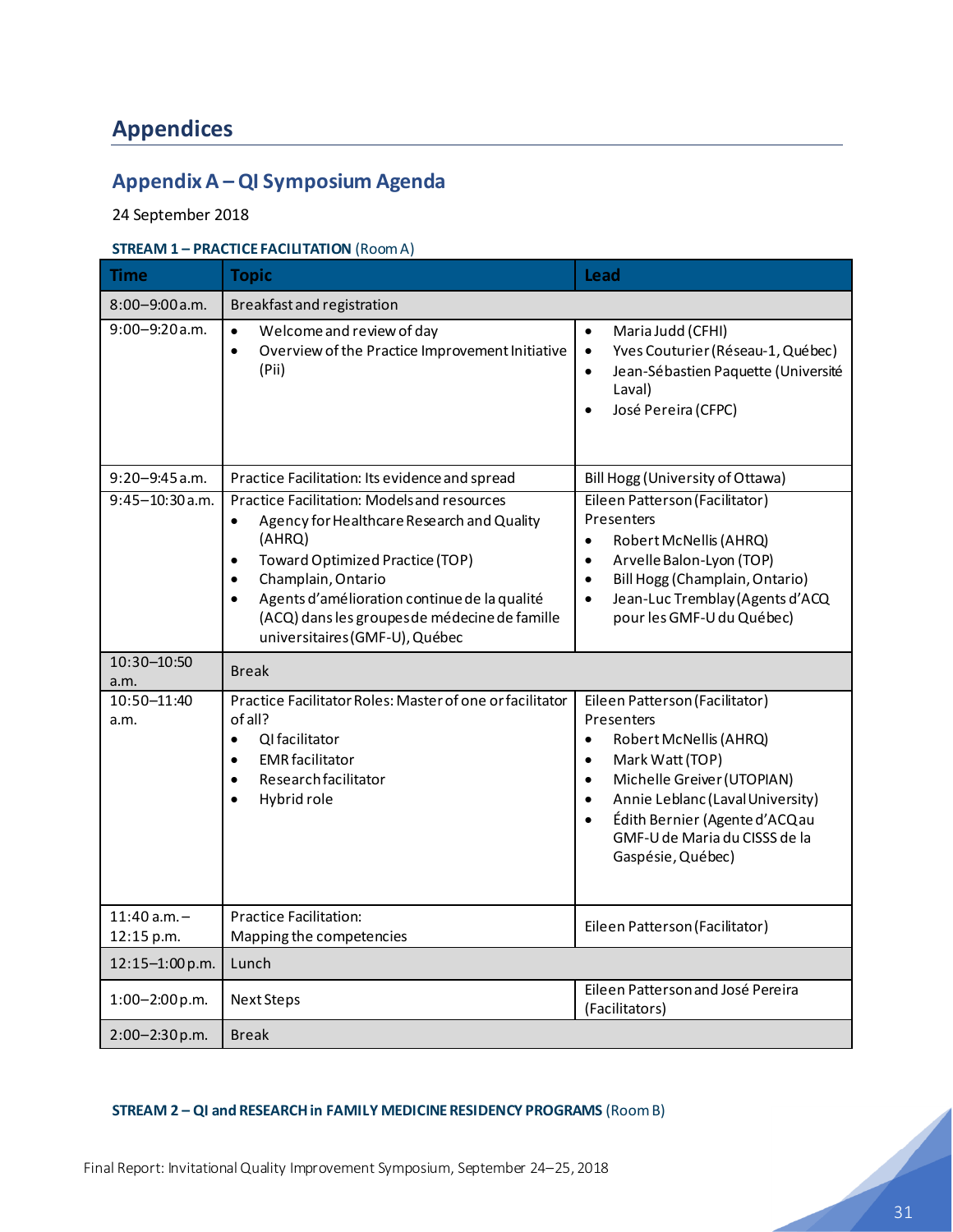# Appendices

## Appendix A – QI Symposium Agenda

24 September 2018

**STREAM 1 – PRACTICE FACILITATION** (Room A)

| Time | Topic | Lead |
|---|---|---|
| 8:00–9:00 a.m. | Breakfast and registration | |
| 9:00–9:20 a.m. | • Welcome and review of day<br>• Overview of the Practice Improvement Initiative (Pii) | • Maria Judd (CFHI)<br>• Yves Couturier (Réseau-1, Québec)<br>• Jean-Sébastien Paquette (Université Laval)<br>• José Pereira (CFPC) |
| 9:20–9:45 a.m. | Practice Facilitation: Its evidence and spread | Bill Hogg (University of Ottawa) |
| 9:45–10:30 a.m. | Practice Facilitation: Models and resources<br>• Agency for Healthcare Research and Quality (AHRQ)<br>• Toward Optimized Practice (TOP)<br>• Champlain, Ontario<br>• Agents d'amélioration continue de la qualité (ACQ) dans les groupes de médecine de famille universitaires (GMF-U), Québec | Eileen Patterson (Facilitator)<br>Presenters<br>• Robert McNellis (AHRQ)<br>• Arvelle Balon-Lyon (TOP)<br>• Bill Hogg (Champlain, Ontario)<br>• Jean-Luc Tremblay (Agents d'ACQ pour les GMF-U du Québec) |
| 10:30–10:50 a.m. | Break | |
| 10:50–11:40 a.m. | Practice Facilitator Roles: Master of one or facilitator of all?<br>• QI facilitator<br>• EMR facilitator<br>• Research facilitator<br>• Hybrid role | Eileen Patterson (Facilitator)<br>Presenters<br>• Robert McNellis (AHRQ)<br>• Mark Watt (TOP)<br>• Michelle Greiver (UTOPIAN)<br>• Annie Leblanc (Laval University)<br>• Édith Bernier (Agente d'ACQ au GMF-U de Maria du CISSS de la Gaspésie, Québec) |
| 11:40 a.m. – 12:15 p.m. | Practice Facilitation:<br>Mapping the competencies | Eileen Patterson (Facilitator) |
| 12:15–1:00 p.m. | Lunch | |
| 1:00–2:00 p.m. | Next Steps | Eileen Patterson and José Pereira (Facilitators) |
| 2:00–2:30 p.m. | Break | |

**STREAM 2 – QI and RESEARCH in FAMILY MEDICINE RESIDENCY PROGRAMS** (Room B)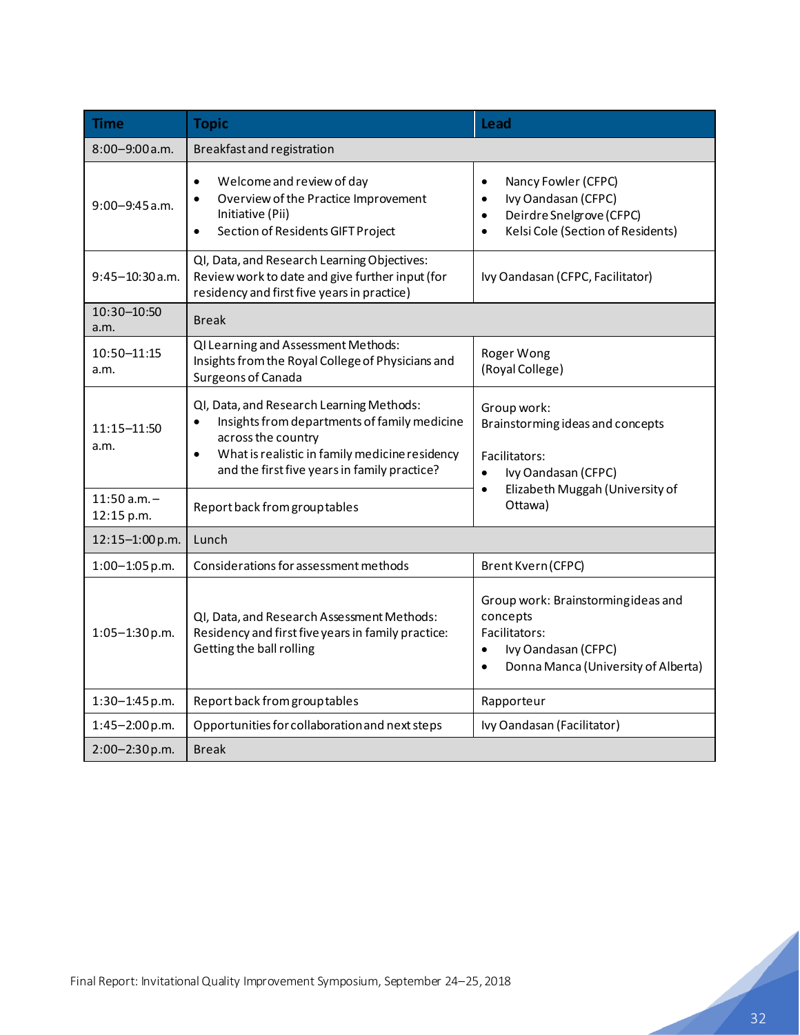| Time | Topic | Lead |
|---|---|---|
| 8:00–9:00 a.m. | Breakfast and registration | |
| 9:00–9:45 a.m. | • Welcome and review of day<br>• Overview of the Practice Improvement Initiative (Pii)<br>• Section of Residents GIFT Project | • Nancy Fowler (CFPC)<br>• Ivy Oandasan (CFPC)<br>• Deirdre Snelgrove (CFPC)<br>• Kelsi Cole (Section of Residents) |
| 9:45–10:30 a.m. | QI, Data, and Research Learning Objectives: Review work to date and give further input (for residency and first five years in practice) | Ivy Oandasan (CFPC, Facilitator) |
| 10:30–10:50 a.m. | Break | |
| 10:50–11:15 a.m. | QI Learning and Assessment Methods: Insights from the Royal College of Physicians and Surgeons of Canada | Roger Wong (Royal College) |
| 11:15–11:50 a.m. | QI, Data, and Research Learning Methods:<br>• Insights from departments of family medicine across the country<br>• What is realistic in family medicine residency and the first five years in family practice? | Group work: Brainstorming ideas and concepts<br><br>Facilitators:<br>• Ivy Oandasan (CFPC)<br>• Elizabeth Muggah (University of Ottawa) |
| 11:50 a.m. – 12:15 p.m. | Report back from group tables | |
| 12:15–1:00 p.m. | Lunch | |
| 1:00–1:05 p.m. | Considerations for assessment methods | Brent Kvern (CFPC) |
| 1:05–1:30 p.m. | QI, Data, and Research Assessment Methods: Residency and first five years in family practice: Getting the ball rolling | Group work: Brainstorming ideas and concepts<br>Facilitators:<br>• Ivy Oandasan (CFPC)<br>• Donna Manca (University of Alberta) |
| 1:30–1:45 p.m. | Report back from group tables | Rapporteur |
| 1:45–2:00 p.m. | Opportunities for collaboration and next steps | Ivy Oandasan (Facilitator) |
| 2:00–2:30 p.m. | Break | |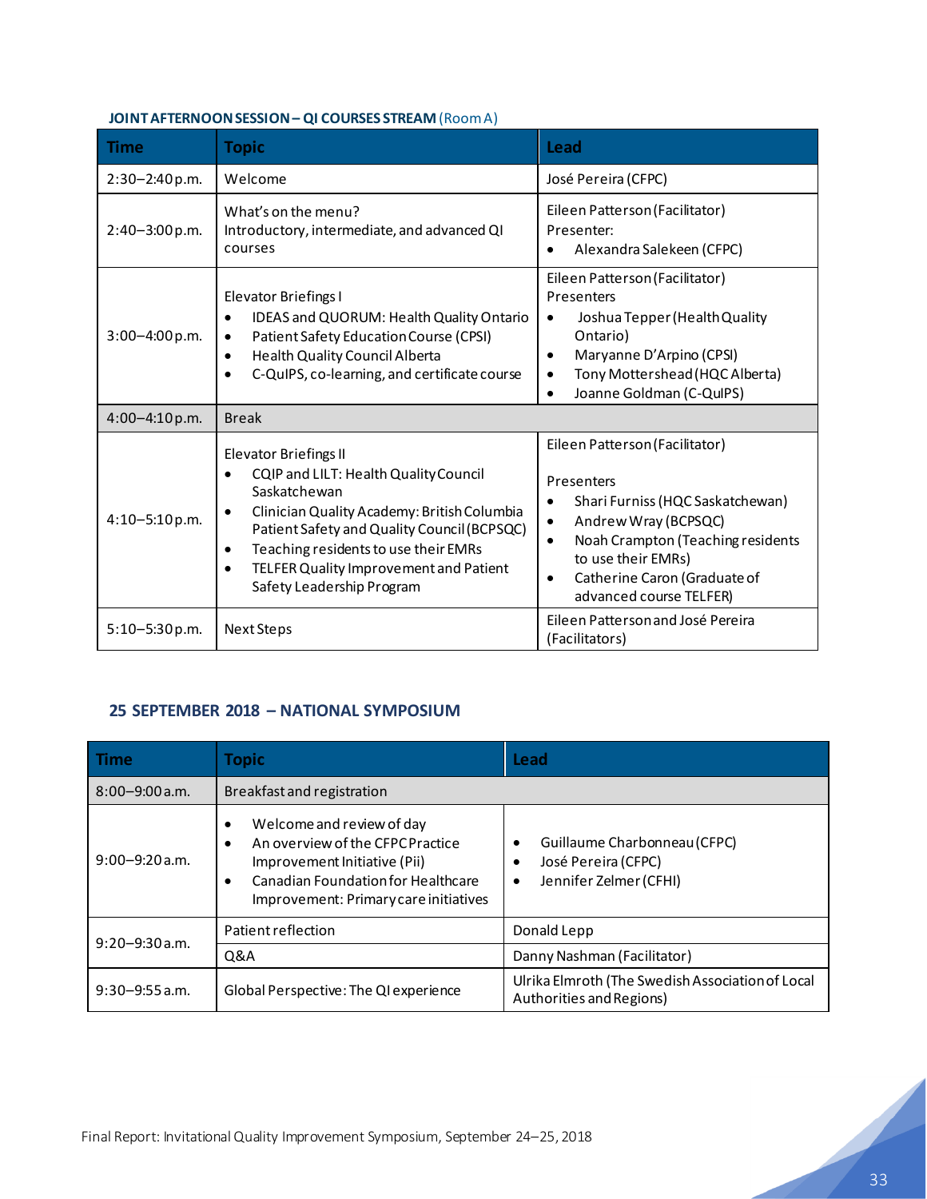**JOINT AFTERNOON SESSION – QI COURSES STREAM** (Room A)

| Time | Topic | Lead |
|---|---|---|
| 2:30–2:40 p.m. | Welcome | José Pereira (CFPC) |
| 2:40–3:00 p.m. | What's on the menu? Introductory, intermediate, and advanced QI courses | Eileen Patterson (Facilitator) Presenter: • Alexandra Salekeen (CFPC) |
| 3:00–4:00 p.m. | Elevator Briefings I • IDEAS and QUORUM: Health Quality Ontario • Patient Safety Education Course (CPSI) • Health Quality Council Alberta • C-QuIPS, co-learning, and certificate course | Eileen Patterson (Facilitator) Presenters • Joshua Tepper (Health Quality Ontario) • Maryanne D'Arpino (CPSI) • Tony Mottershead (HQC Alberta) • Joanne Goldman (C-QuIPS) |
| 4:00–4:10 p.m. | Break | |
| 4:10–5:10 p.m. | Elevator Briefings II • CQIP and LILT: Health Quality Council Saskatchewan • Clinician Quality Academy: British Columbia Patient Safety and Quality Council (BCPSQC) • Teaching residents to use their EMRs • TELFER Quality Improvement and Patient Safety Leadership Program | Eileen Patterson (Facilitator) Presenters • Shari Furniss (HQC Saskatchewan) • Andrew Wray (BCPSQC) • Noah Crampton (Teaching residents to use their EMRs) • Catherine Caron (Graduate of advanced course TELFER) |
| 5:10–5:30 p.m. | Next Steps | Eileen Patterson and José Pereira (Facilitators) |

## 25 SEPTEMBER 2018 – NATIONAL SYMPOSIUM

| Time | Topic | Lead |
|---|---|---|
| 8:00–9:00 a.m. | Breakfast and registration | |
| 9:00–9:20 a.m. | • Welcome and review of day • An overview of the CFPC Practice Improvement Initiative (Pii) • Canadian Foundation for Healthcare Improvement: Primary care initiatives | • Guillaume Charbonneau (CFPC) • José Pereira (CFPC) • Jennifer Zelmer (CFHI) |
| 9:20–9:30 a.m. | Patient reflection | Donald Lepp |
| | Q&A | Danny Nashman (Facilitator) |
| 9:30–9:55 a.m. | Global Perspective: The QI experience | Ulrika Elmroth (The Swedish Association of Local Authorities and Regions) |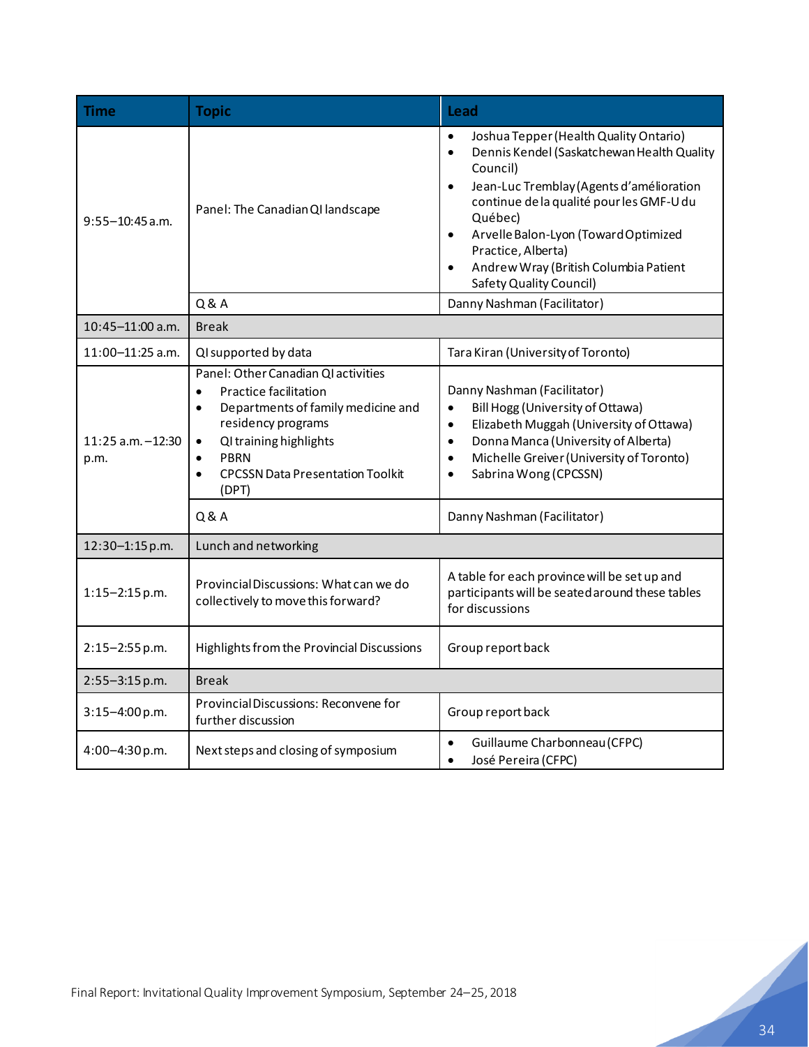| Time | Topic | Lead |
|---|---|---|
| 9:55–10:45 a.m. | Panel: The Canadian QI landscape | • Joshua Tepper (Health Quality Ontario)<br>• Dennis Kendel (Saskatchewan Health Quality Council)<br>• Jean-Luc Tremblay (Agents d'amélioration continue de la qualité pour les GMF-U du Québec)<br>• Arvelle Balon-Lyon (Toward Optimized Practice, Alberta)<br>• Andrew Wray (British Columbia Patient Safety Quality Council) |
| | Q & A | Danny Nashman (Facilitator) |
| 10:45–11:00 a.m. | Break | |
| 11:00–11:25 a.m. | QI supported by data | Tara Kiran (University of Toronto) |
| 11:25 a.m. –12:30 p.m. | Panel: Other Canadian QI activities<br>• Practice facilitation<br>• Departments of family medicine and residency programs<br>• QI training highlights<br>• PBRN<br>• CPCSSN Data Presentation Toolkit (DPT) | Danny Nashman (Facilitator)<br>• Bill Hogg (University of Ottawa)<br>• Elizabeth Muggah (University of Ottawa)<br>• Donna Manca (University of Alberta)<br>• Michelle Greiver (University of Toronto)<br>• Sabrina Wong (CPCSSN) |
| | Q & A | Danny Nashman (Facilitator) |
| 12:30–1:15 p.m. | Lunch and networking | |
| 1:15–2:15 p.m. | Provincial Discussions: What can we do collectively to move this forward? | A table for each province will be set up and participants will be seated around these tables for discussions |
| 2:15–2:55 p.m. | Highlights from the Provincial Discussions | Group report back |
| 2:55–3:15 p.m. | Break | |
| 3:15–4:00 p.m. | Provincial Discussions: Reconvene for further discussion | Group report back |
| 4:00–4:30 p.m. | Next steps and closing of symposium | • Guillaume Charbonneau (CFPC)<br>• José Pereira (CFPC) |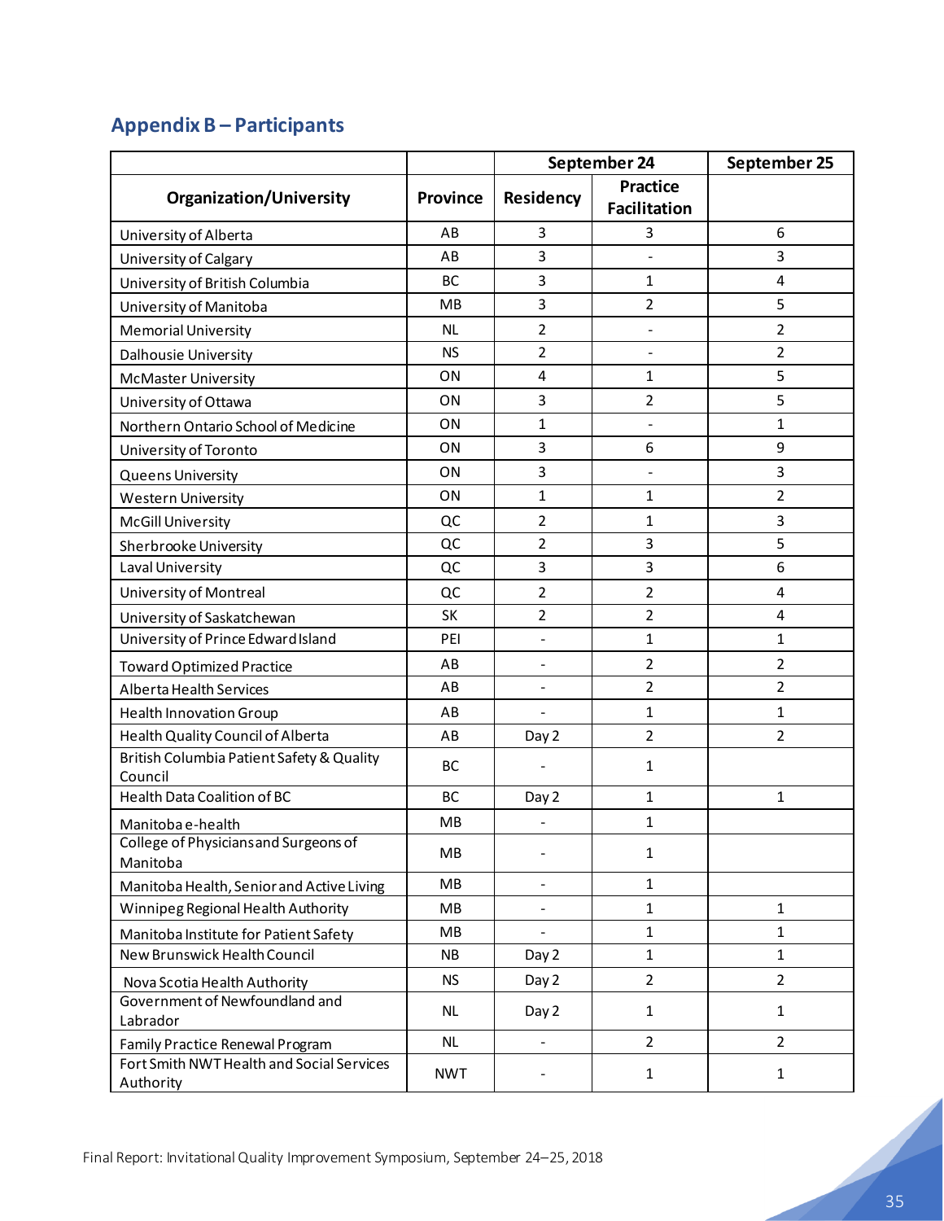## Appendix B – Participants

| Organization/University | Province | September 24 | | September 25 |
|---|---|---|---|---|
| | | Residency | Practice Facilitation | |
| University of Alberta | AB | 3 | 3 | 6 |
| University of Calgary | AB | 3 | - | 3 |
| University of British Columbia | BC | 3 | 1 | 4 |
| University of Manitoba | MB | 3 | 2 | 5 |
| Memorial University | NL | 2 | - | 2 |
| Dalhousie University | NS | 2 | - | 2 |
| McMaster University | ON | 4 | 1 | 5 |
| University of Ottawa | ON | 3 | 2 | 5 |
| Northern Ontario School of Medicine | ON | 1 | - | 1 |
| University of Toronto | ON | 3 | 6 | 9 |
| Queens University | ON | 3 | - | 3 |
| Western University | ON | 1 | 1 | 2 |
| McGill University | QC | 2 | 1 | 3 |
| Sherbrooke University | QC | 2 | 3 | 5 |
| Laval University | QC | 3 | 3 | 6 |
| University of Montreal | QC | 2 | 2 | 4 |
| University of Saskatchewan | SK | 2 | 2 | 4 |
| University of Prince Edward Island | PEI | - | 1 | 1 |
| Toward Optimized Practice | AB | - | 2 | 2 |
| Alberta Health Services | AB | - | 2 | 2 |
| Health Innovation Group | AB | - | 1 | 1 |
| Health Quality Council of Alberta | AB | Day 2 | 2 | 2 |
| British Columbia Patient Safety & Quality Council | BC | - | 1 | |
| Health Data Coalition of BC | BC | Day 2 | 1 | 1 |
| Manitoba e-health | MB | - | 1 | |
| College of Physicians and Surgeons of Manitoba | MB | - | 1 | |
| Manitoba Health, Senior and Active Living | MB | - | 1 | |
| Winnipeg Regional Health Authority | MB | - | 1 | 1 |
| Manitoba Institute for Patient Safety | MB | - | 1 | 1 |
| New Brunswick Health Council | NB | Day 2 | 1 | 1 |
| Nova Scotia Health Authority | NS | Day 2 | 2 | 2 |
| Government of Newfoundland and Labrador | NL | Day 2 | 1 | 1 |
| Family Practice Renewal Program | NL | - | 2 | 2 |
| Fort Smith NWT Health and Social Services Authority | NWT | - | 1 | 1 |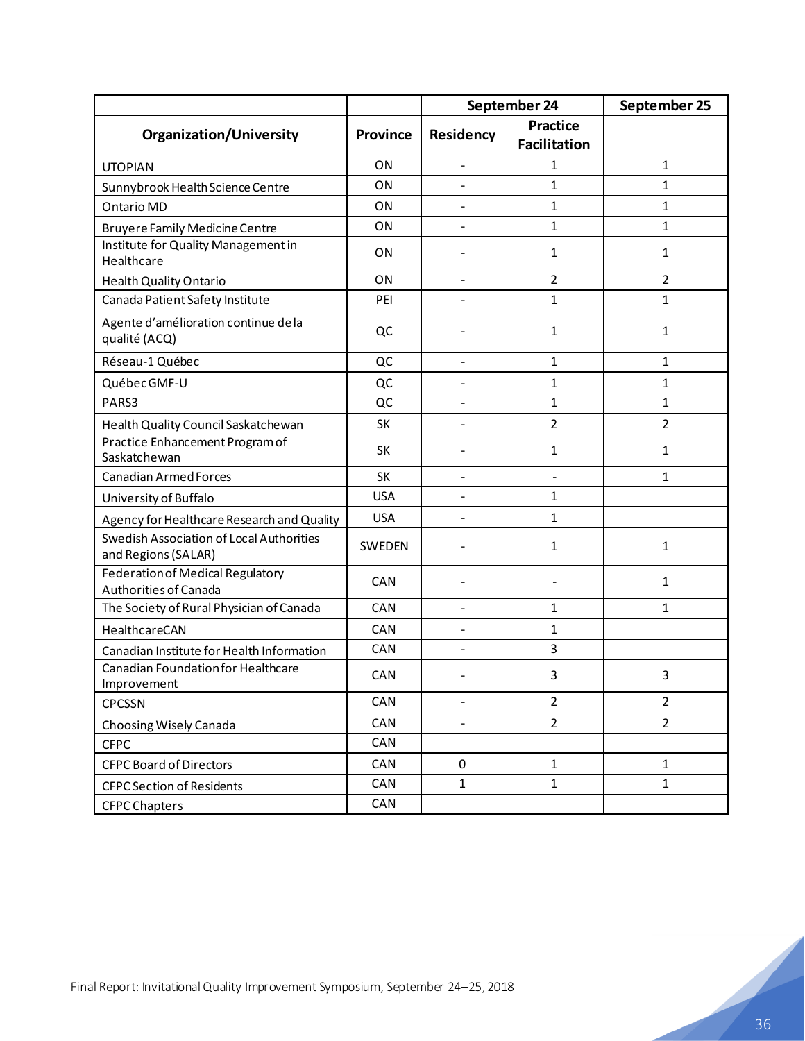| | | September 24 | | September 25 |
|---|---|---|---|---|
| Organization/University | Province | Residency | Practice Facilitation | |
| UTOPIAN | ON | - | 1 | 1 |
| Sunnybrook Health Science Centre | ON | - | 1 | 1 |
| Ontario MD | ON | - | 1 | 1 |
| Bruyere Family Medicine Centre | ON | - | 1 | 1 |
| Institute for Quality Management in Healthcare | ON | - | 1 | 1 |
| Health Quality Ontario | ON | - | 2 | 2 |
| Canada Patient Safety Institute | PEI | - | 1 | 1 |
| Agente d'amélioration continue de la qualité (ACQ) | QC | - | 1 | 1 |
| Réseau-1 Québec | QC | - | 1 | 1 |
| Québec GMF-U | QC | - | 1 | 1 |
| PARS3 | QC | - | 1 | 1 |
| Health Quality Council Saskatchewan | SK | - | 2 | 2 |
| Practice Enhancement Program of Saskatchewan | SK | - | 1 | 1 |
| Canadian Armed Forces | SK | - | - | 1 |
| University of Buffalo | USA | - | 1 | |
| Agency for Healthcare Research and Quality | USA | - | 1 | |
| Swedish Association of Local Authorities and Regions (SALAR) | SWEDEN | - | 1 | 1 |
| Federation of Medical Regulatory Authorities of Canada | CAN | - | - | 1 |
| The Society of Rural Physician of Canada | CAN | - | 1 | 1 |
| HealthcareCAN | CAN | - | 1 | |
| Canadian Institute for Health Information | CAN | - | 3 | |
| Canadian Foundation for Healthcare Improvement | CAN | - | 3 | 3 |
| CPCSSN | CAN | - | 2 | 2 |
| Choosing Wisely Canada | CAN | - | 2 | 2 |
| CFPC | CAN | | | |
| CFPC Board of Directors | CAN | 0 | 1 | 1 |
| CFPC Section of Residents | CAN | 1 | 1 | 1 |
| CFPC Chapters | CAN | | | |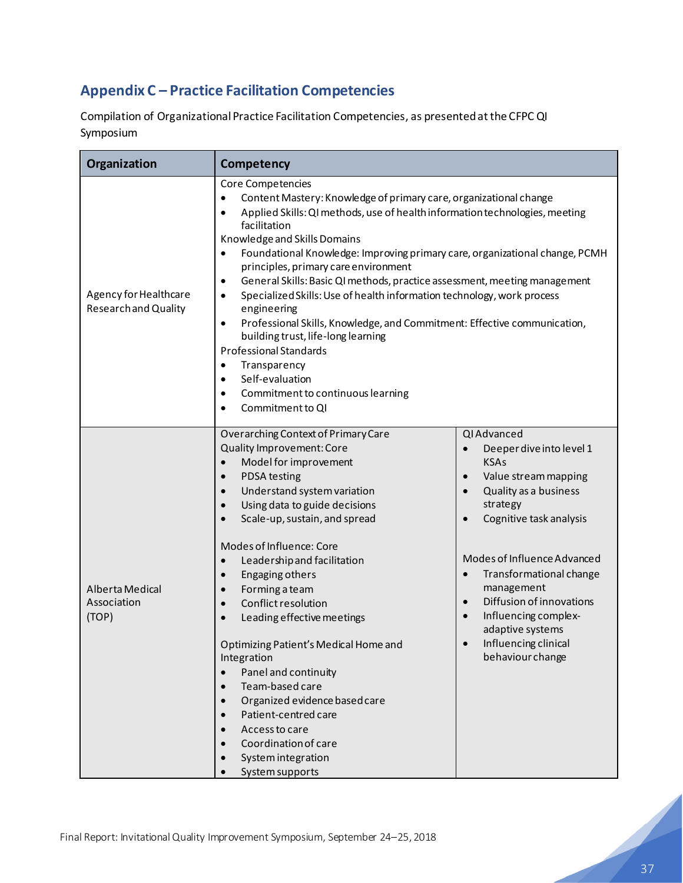## Appendix C – Practice Facilitation Competencies

Compilation of Organizational Practice Facilitation Competencies, as presented at the CFPC QI Symposium

| Organization | Competency | |
|---|---|---|
| Agency for Healthcare Research and Quality | Core Competencies<br>• Content Mastery: Knowledge of primary care, organizational change<br>• Applied Skills: QI methods, use of health information technologies, meeting facilitation<br>Knowledge and Skills Domains<br>• Foundational Knowledge: Improving primary care, organizational change, PCMH principles, primary care environment<br>• General Skills: Basic QI methods, practice assessment, meeting management<br>• Specialized Skills: Use of health information technology, work process engineering<br>• Professional Skills, Knowledge, and Commitment: Effective communication, building trust, life-long learning<br>Professional Standards<br>• Transparency<br>• Self-evaluation<br>• Commitment to continuous learning<br>• Commitment to QI | |
| Alberta Medical Association (TOP) | Overarching Context of Primary Care<br>Quality Improvement: Core<br>• Model for improvement<br>• PDSA testing<br>• Understand system variation<br>• Using data to guide decisions<br>• Scale-up, sustain, and spread<br><br>Modes of Influence: Core<br>• Leadership and facilitation<br>• Engaging others<br>• Forming a team<br>• Conflict resolution<br>• Leading effective meetings<br><br>Optimizing Patient's Medical Home and Integration<br>• Panel and continuity<br>• Team-based care<br>• Organized evidence based care<br>• Patient-centred care<br>• Access to care<br>• Coordination of care<br>• System integration<br>• System supports | QI Advanced<br>• Deeper dive into level 1 KSAs<br>• Value stream mapping<br>• Quality as a business strategy<br>• Cognitive task analysis<br><br>Modes of Influence Advanced<br>• Transformational change management<br>• Diffusion of innovations<br>• Influencing complex-adaptive systems<br>• Influencing clinical behaviour change |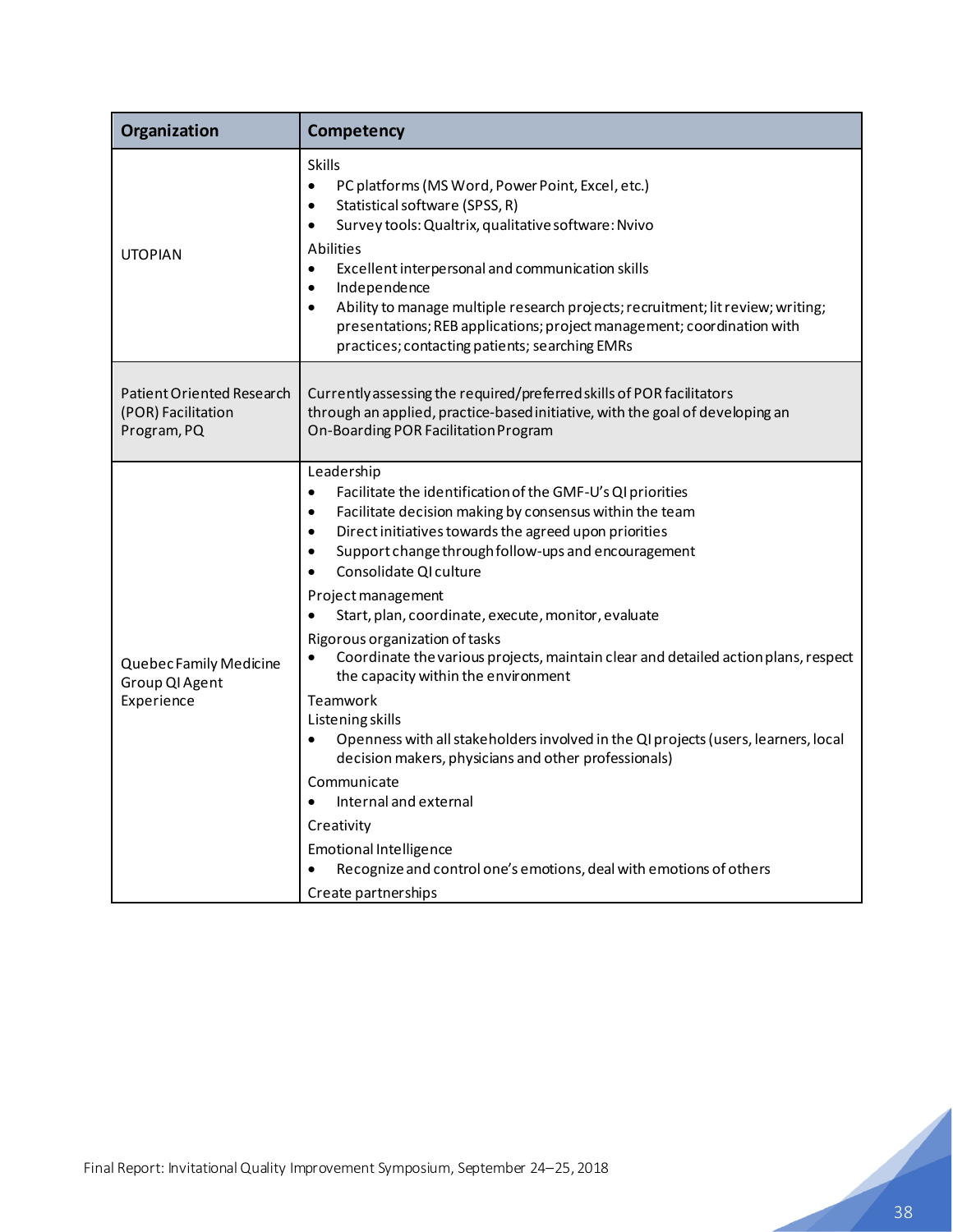| Organization | Competency |
| --- | --- |
| UTOPIAN | Skills<br>• PC platforms (MS Word, Power Point, Excel, etc.)<br>• Statistical software (SPSS, R)<br>• Survey tools: Qualtrix, qualitative software: Nvivo<br>Abilities<br>• Excellent interpersonal and communication skills<br>• Independence<br>• Ability to manage multiple research projects; recruitment; lit review; writing; presentations; REB applications; project management; coordination with practices; contacting patients; searching EMRs |
| Patient Oriented Research (POR) Facilitation Program, PQ | Currently assessing the required/preferred skills of POR facilitators through an applied, practice-based initiative, with the goal of developing an On-Boarding POR Facilitation Program |
| Quebec Family Medicine Group QI Agent Experience | Leadership<br>• Facilitate the identification of the GMF-U's QI priorities<br>• Facilitate decision making by consensus within the team<br>• Direct initiatives towards the agreed upon priorities<br>• Support change through follow-ups and encouragement<br>• Consolidate QI culture<br>Project management<br>• Start, plan, coordinate, execute, monitor, evaluate<br>Rigorous organization of tasks<br>• Coordinate the various projects, maintain clear and detailed action plans, respect the capacity within the environment<br>Teamwork<br>Listening skills<br>• Openness with all stakeholders involved in the QI projects (users, learners, local decision makers, physicians and other professionals)<br>Communicate<br>• Internal and external<br>Creativity<br>Emotional Intelligence<br>• Recognize and control one's emotions, deal with emotions of others<br>Create partnerships |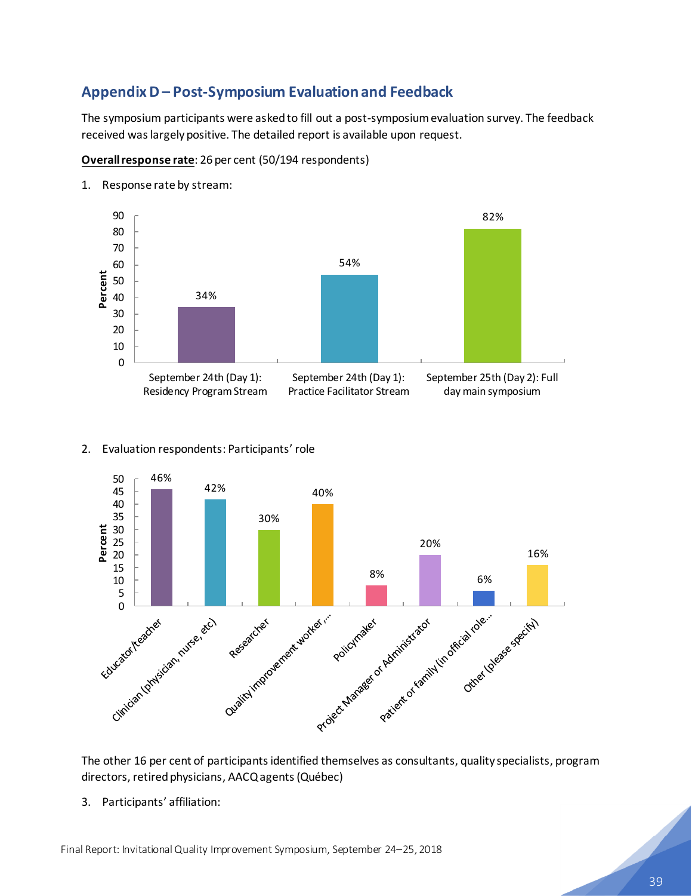## Appendix D – Post-Symposium Evaluation and Feedback

The symposium participants were asked to fill out a post-symposium evaluation survey. The feedback received was largely positive. The detailed report is available upon request.

**Overall response rate**: 26 per cent (50/194 respondents)

1. Response rate by stream:

| Stream | Percent |
|---|---|
| September 24th (Day 1): Residency Program Stream | 34% |
| September 24th (Day 1): Practice Facilitator Stream | 54% |
| September 25th (Day 2): Full day main symposium | 82% |

2. Evaluation respondents: Participants' role

| Role | Percent |
|---|---|
| Educator/teacher | 46% |
| Clinician (physician, nurse, etc) | 42% |
| Researcher | 30% |
| Quality improvement worker,... | 40% |
| Policymaker | 8% |
| Project Manager or Administrator | 20% |
| Patient or family (in official role... | 6% |
| Other (please specify) | 16% |

The other 16 per cent of participants identified themselves as consultants, quality specialists, program directors, retired physicians, AACQ agents (Québec)

3. Participants' affiliation: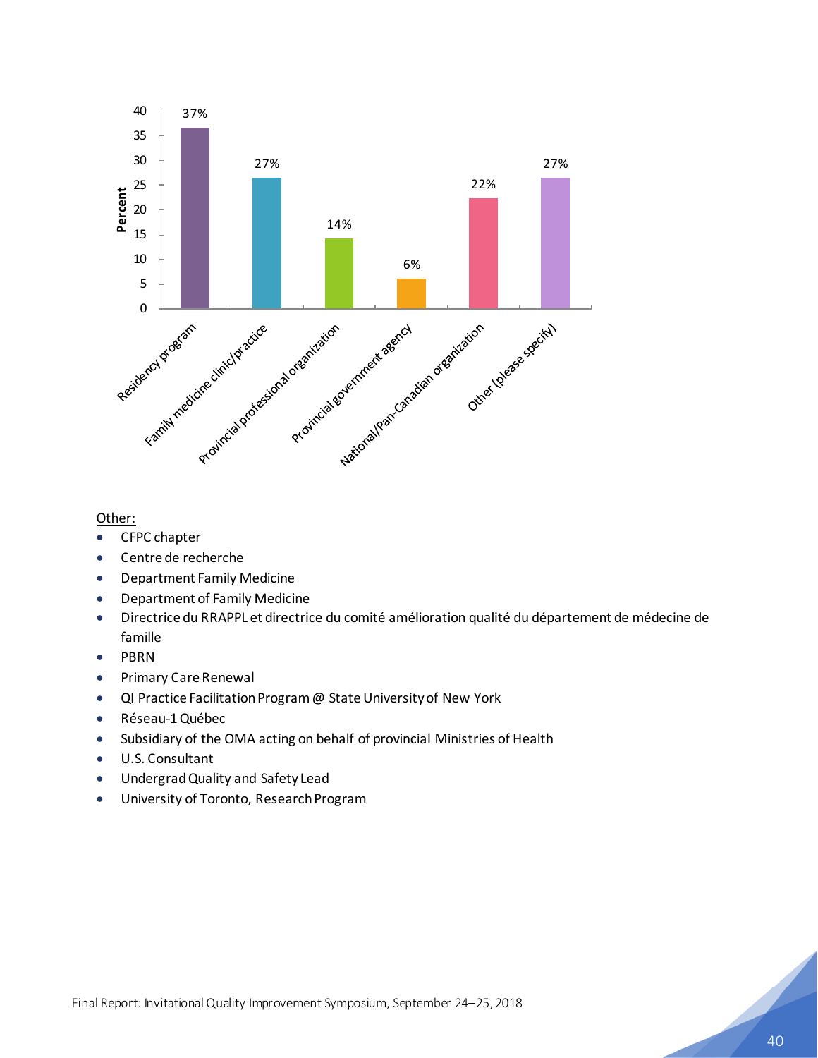| Category | Percent |
| --- | --- |
| Residency program | 37% |
| Family medicine clinic/practice | 27% |
| Provincial professional organization | 14% |
| Provincial government agency | 6% |
| National/Pan-Canadian organization | 22% |
| Other (please specify) | 27% |

Other:

- CFPC chapter
- Centre de recherche
- Department Family Medicine
- Department of Family Medicine
- Directrice du RRAPPL et directrice du comité amélioration qualité du département de médecine de famille
- PBRN
- Primary Care Renewal
- QI Practice Facilitation Program @ State University of New York
- Réseau-1 Québec
- Subsidiary of the OMA acting on behalf of provincial Ministries of Health
- U.S. Consultant
- Undergrad Quality and Safety Lead
- University of Toronto, Research Program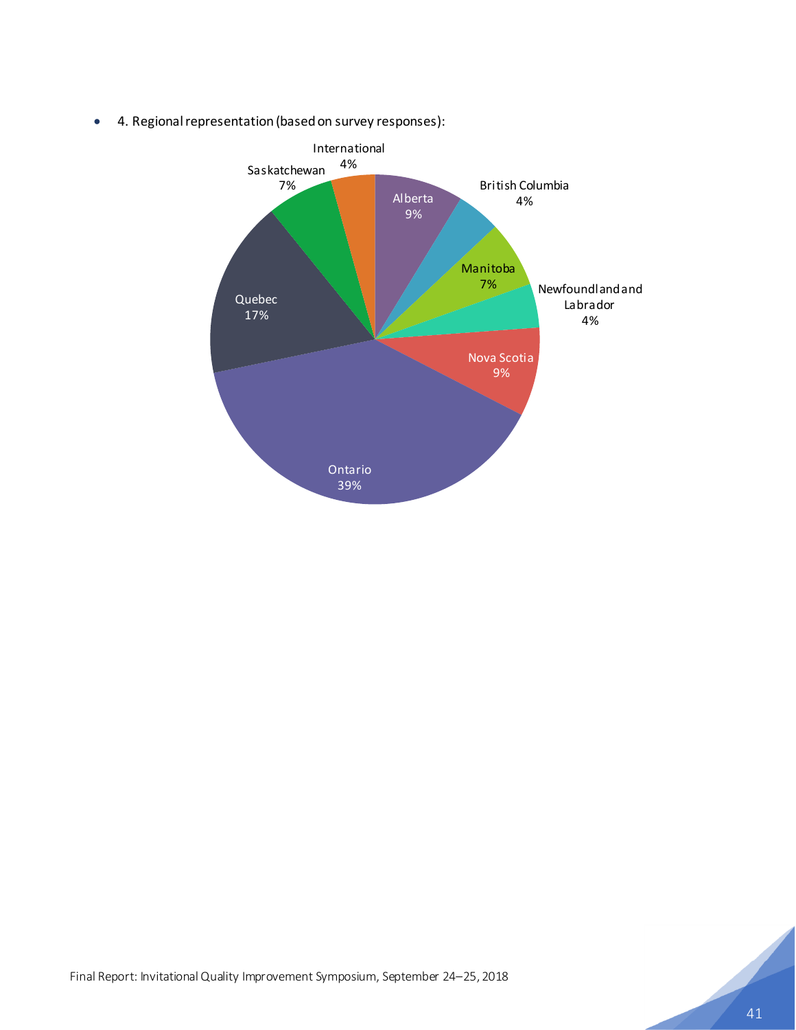- 4. Regional representation (based on survey responses):

International 4%
Saskatchewan 7%
Alberta 9%
British Columbia 4%
Manitoba 7%
Newfoundland and Labrador 4%
Quebec 17%
Nova Scotia 9%
Ontario 39%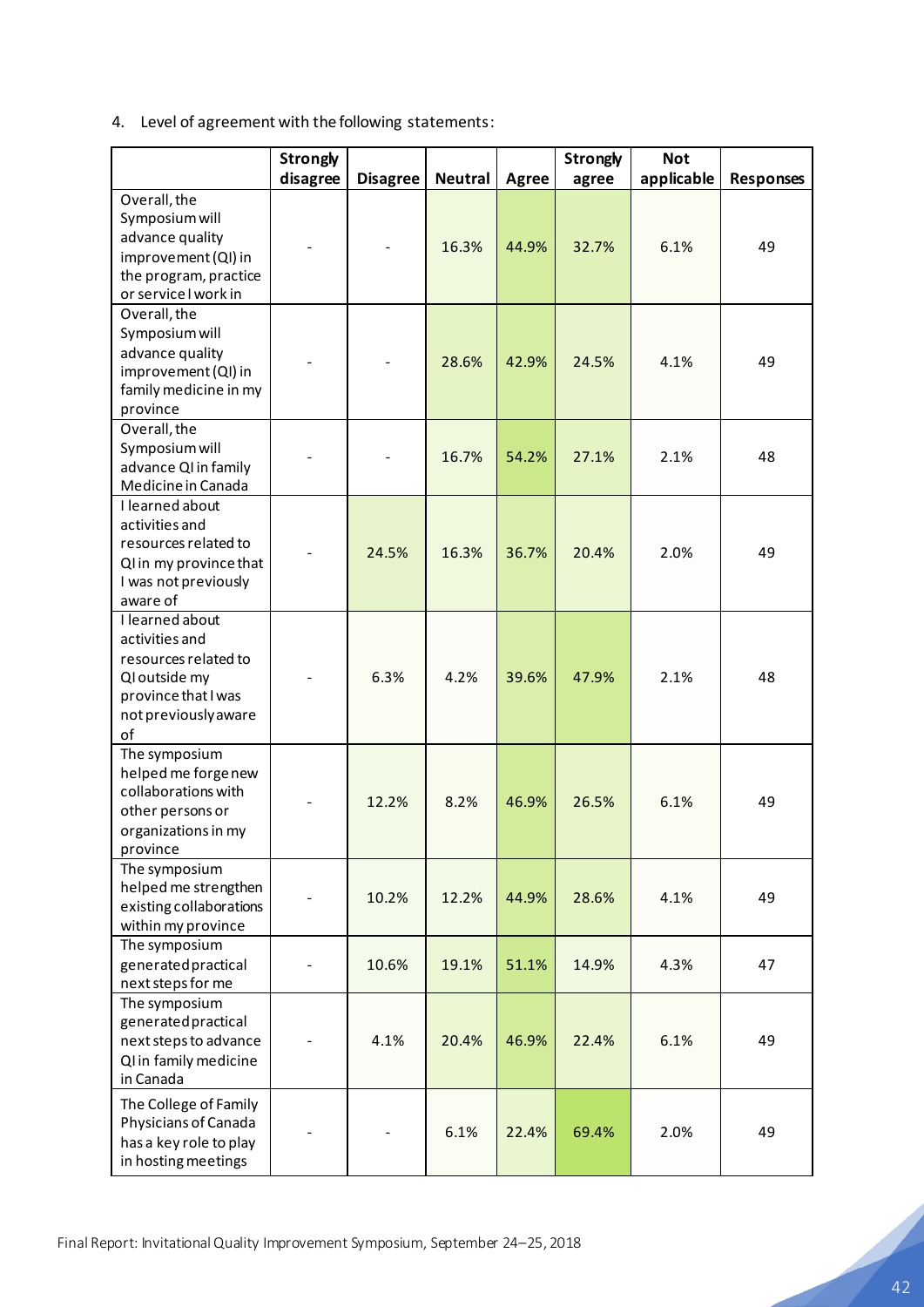4. Level of agreement with the following statements:

| | Strongly disagree | Disagree | Neutral | Agree | Strongly agree | Not applicable | Responses |
|---|---|---|---|---|---|---|---|
| Overall, the Symposium will advance quality improvement (QI) in the program, practice or service I work in | - | - | 16.3% | 44.9% | 32.7% | 6.1% | 49 |
| Overall, the Symposium will advance quality improvement (QI) in family medicine in my province | - | - | 28.6% | 42.9% | 24.5% | 4.1% | 49 |
| Overall, the Symposium will advance QI in family Medicine in Canada | - | - | 16.7% | 54.2% | 27.1% | 2.1% | 48 |
| I learned about activities and resources related to QI in my province that I was not previously aware of | - | 24.5% | 16.3% | 36.7% | 20.4% | 2.0% | 49 |
| I learned about activities and resources related to QI outside my province that I was not previously aware of | - | 6.3% | 4.2% | 39.6% | 47.9% | 2.1% | 48 |
| The symposium helped me forge new collaborations with other persons or organizations in my province | - | 12.2% | 8.2% | 46.9% | 26.5% | 6.1% | 49 |
| The symposium helped me strengthen existing collaborations within my province | - | 10.2% | 12.2% | 44.9% | 28.6% | 4.1% | 49 |
| The symposium generated practical next steps for me | - | 10.6% | 19.1% | 51.1% | 14.9% | 4.3% | 47 |
| The symposium generated practical next steps to advance QI in family medicine in Canada | - | 4.1% | 20.4% | 46.9% | 22.4% | 6.1% | 49 |
| The College of Family Physicians of Canada has a key role to play in hosting meetings | - | - | 6.1% | 22.4% | 69.4% | 2.0% | 49 |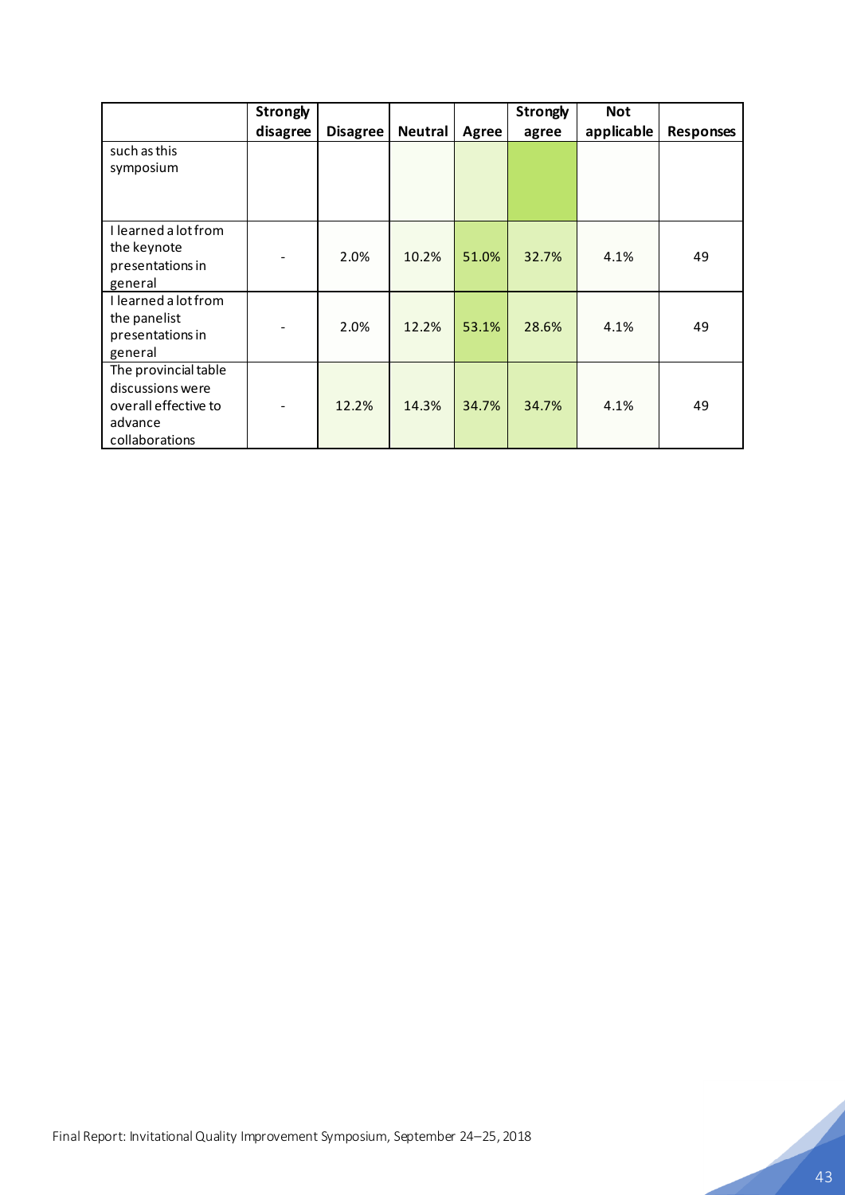| | Strongly disagree | Disagree | Neutral | Agree | Strongly agree | Not applicable | Responses |
|---|---|---|---|---|---|---|---|
| such as this symposium | | | | | | | |
| I learned a lot from the keynote presentations in general | - | 2.0% | 10.2% | 51.0% | 32.7% | 4.1% | 49 |
| I learned a lot from the panelist presentations in general | - | 2.0% | 12.2% | 53.1% | 28.6% | 4.1% | 49 |
| The provincial table discussions were overall effective to advance collaborations | - | 12.2% | 14.3% | 34.7% | 34.7% | 4.1% | 49 |